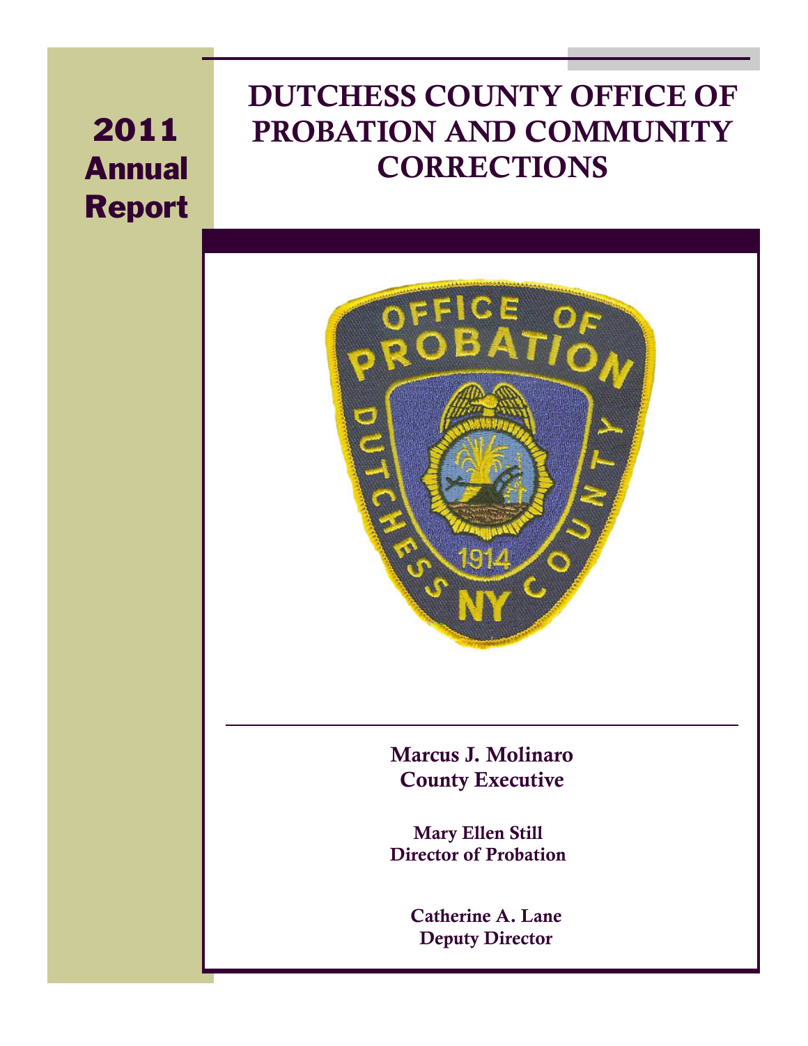# 2011 Annual Report

# DUTCHESS COUNTY OFFICE OF PROBATION AND COMMUNITY CORRECTIONS

**Marcus J. Molinaro**
**County Executive**

**Mary Ellen Still**
**Director of Probation**

**Catherine A. Lane**
**Deputy Director**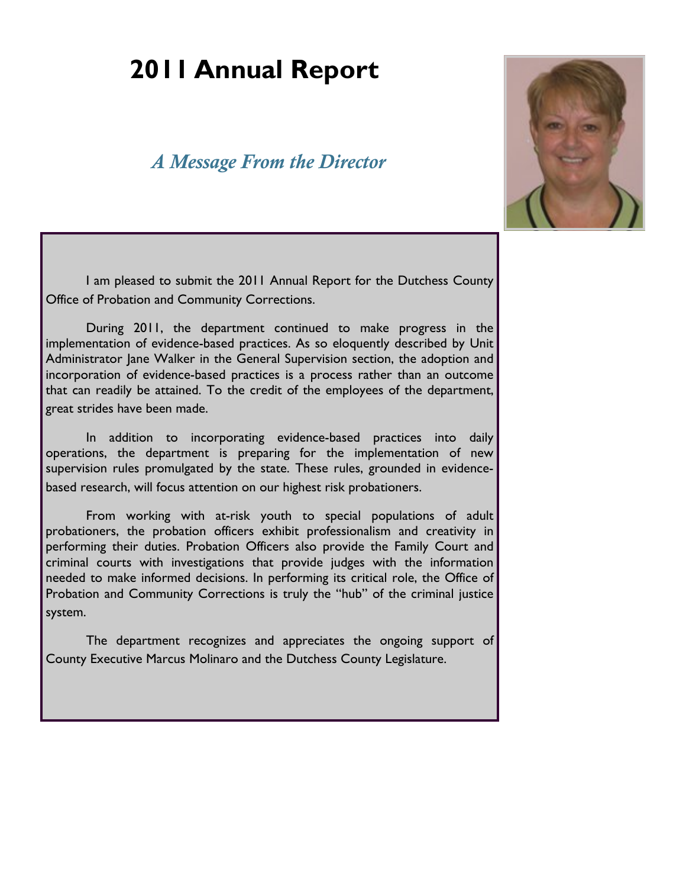# 2011 Annual Report

## *A Message From the Director*

I am pleased to submit the 2011 Annual Report for the Dutchess County Office of Probation and Community Corrections.

During 2011, the department continued to make progress in the implementation of evidence-based practices. As so eloquently described by Unit Administrator Jane Walker in the General Supervision section, the adoption and incorporation of evidence-based practices is a process rather than an outcome that can readily be attained. To the credit of the employees of the department, great strides have been made.

In addition to incorporating evidence-based practices into daily operations, the department is preparing for the implementation of new supervision rules promulgated by the state. These rules, grounded in evidence-based research, will focus attention on our highest risk probationers.

From working with at-risk youth to special populations of adult probationers, the probation officers exhibit professionalism and creativity in performing their duties. Probation Officers also provide the Family Court and criminal courts with investigations that provide judges with the information needed to make informed decisions. In performing its critical role, the Office of Probation and Community Corrections is truly the "hub" of the criminal justice system.

The department recognizes and appreciates the ongoing support of County Executive Marcus Molinaro and the Dutchess County Legislature.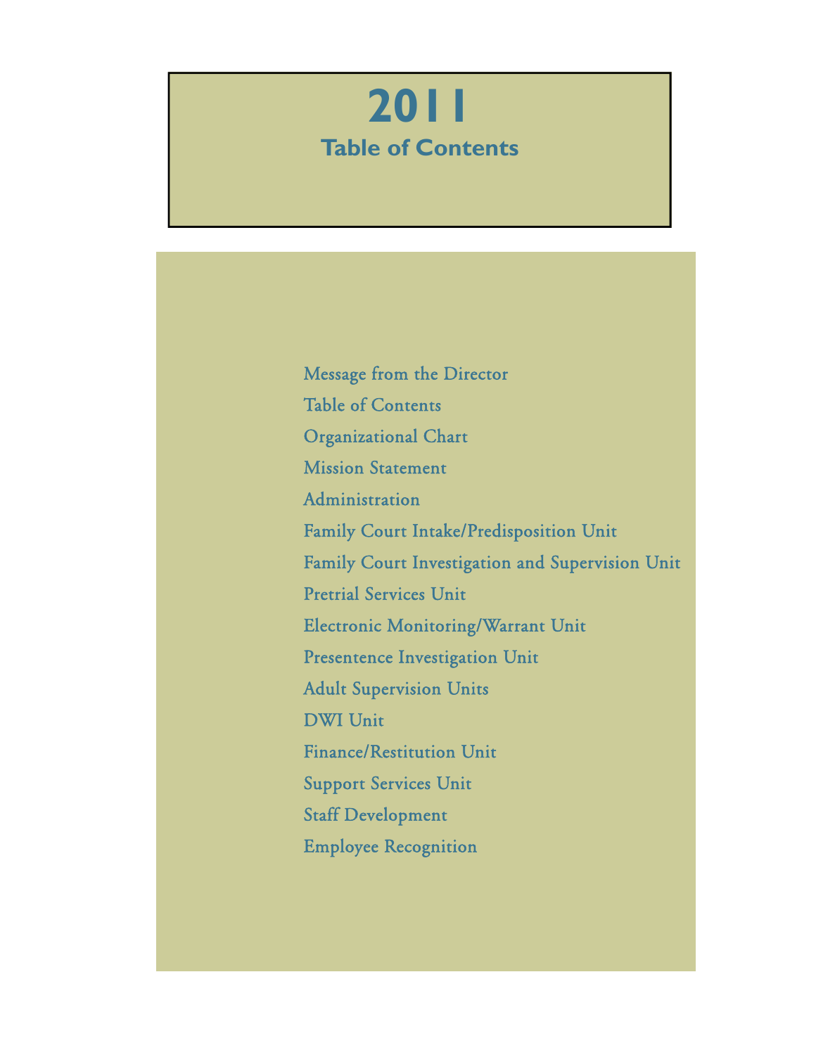# 2011

## Table of Contents

- Message from the Director
- Table of Contents
- Organizational Chart
- Mission Statement
- Administration
- Family Court Intake/Predisposition Unit
- Family Court Investigation and Supervision Unit
- Pretrial Services Unit
- Electronic Monitoring/Warrant Unit
- Presentence Investigation Unit
- Adult Supervision Units
- DWI Unit
- Finance/Restitution Unit
- Support Services Unit
- Staff Development
- Employee Recognition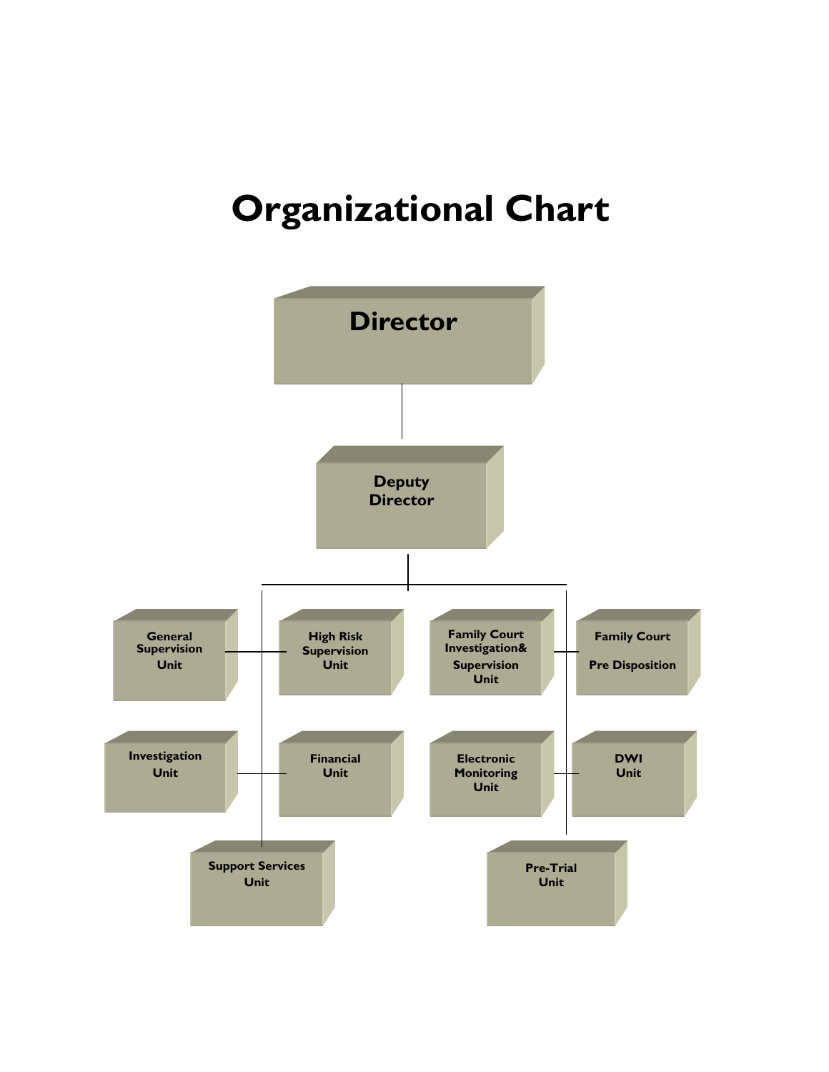# Organizational Chart

**Director**

**Deputy Director**

**General Supervision Unit**

**High Risk Supervision Unit**

**Family Court Investigation& Supervision Unit**

**Family Court Pre Disposition**

**Investigation Unit**

**Financial Unit**

**Electronic Monitoring Unit**

**DWI Unit**

**Support Services Unit**

**Pre-Trial Unit**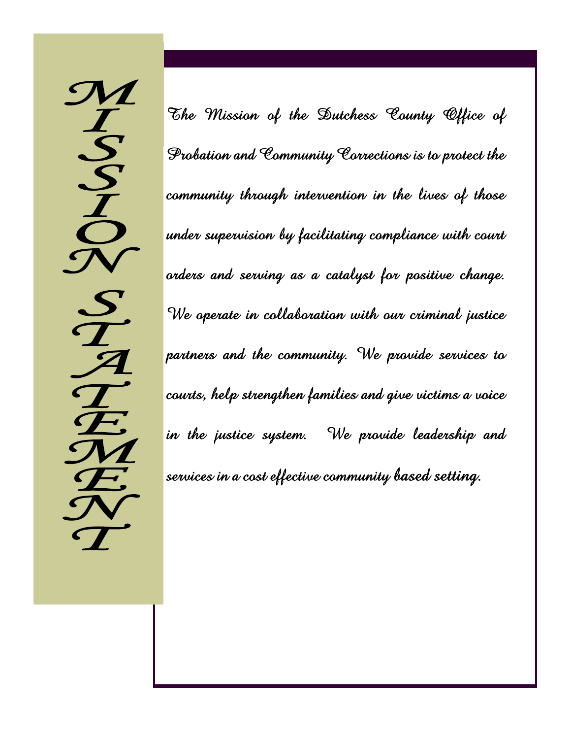# MISSION STATEMENT

The Mission of the Dutchess County Office of Probation and Community Corrections is to protect the community through intervention in the lives of those under supervision by facilitating compliance with court orders and serving as a catalyst for positive change. We operate in collaboration with our criminal justice partners and the community. We provide services to courts, help strengthen families and give victims a voice in the justice system. We provide leadership and services in a cost effective community based setting.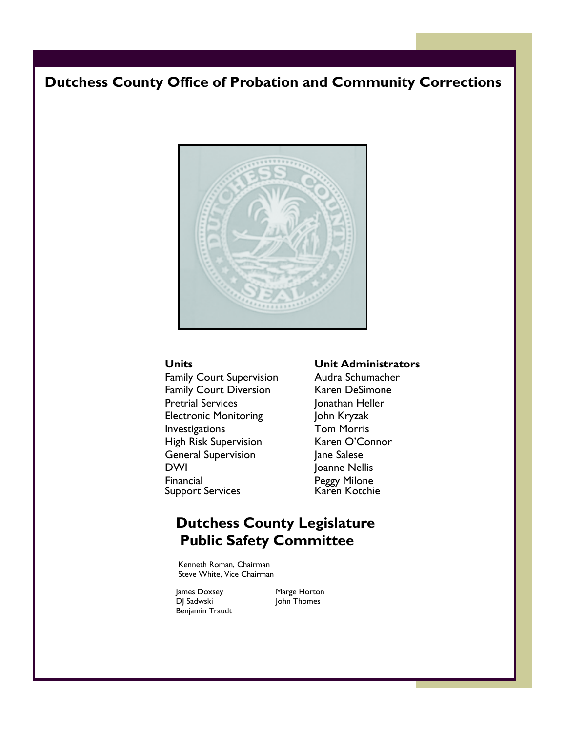# Dutchess County Office of Probation and Community Corrections

| Units | Unit Administrators |
| --- | --- |
| Family Court Supervision | Audra Schumacher |
| Family Court Diversion | Karen DeSimone |
| Pretrial Services | Jonathan Heller |
| Electronic Monitoring | John Kryzak |
| Investigations | Tom Morris |
| High Risk Supervision | Karen O'Connor |
| General Supervision | Jane Salese |
| DWI | Joanne Nellis |
| Financial | Peggy Milone |
| Support Services | Karen Kotchie |

## Dutchess County Legislature Public Safety Committee

Kenneth Roman, Chairman
Steve White, Vice Chairman

James Doxsey
DJ Sadwski
Benjamin Traudt
Marge Horton
John Thomes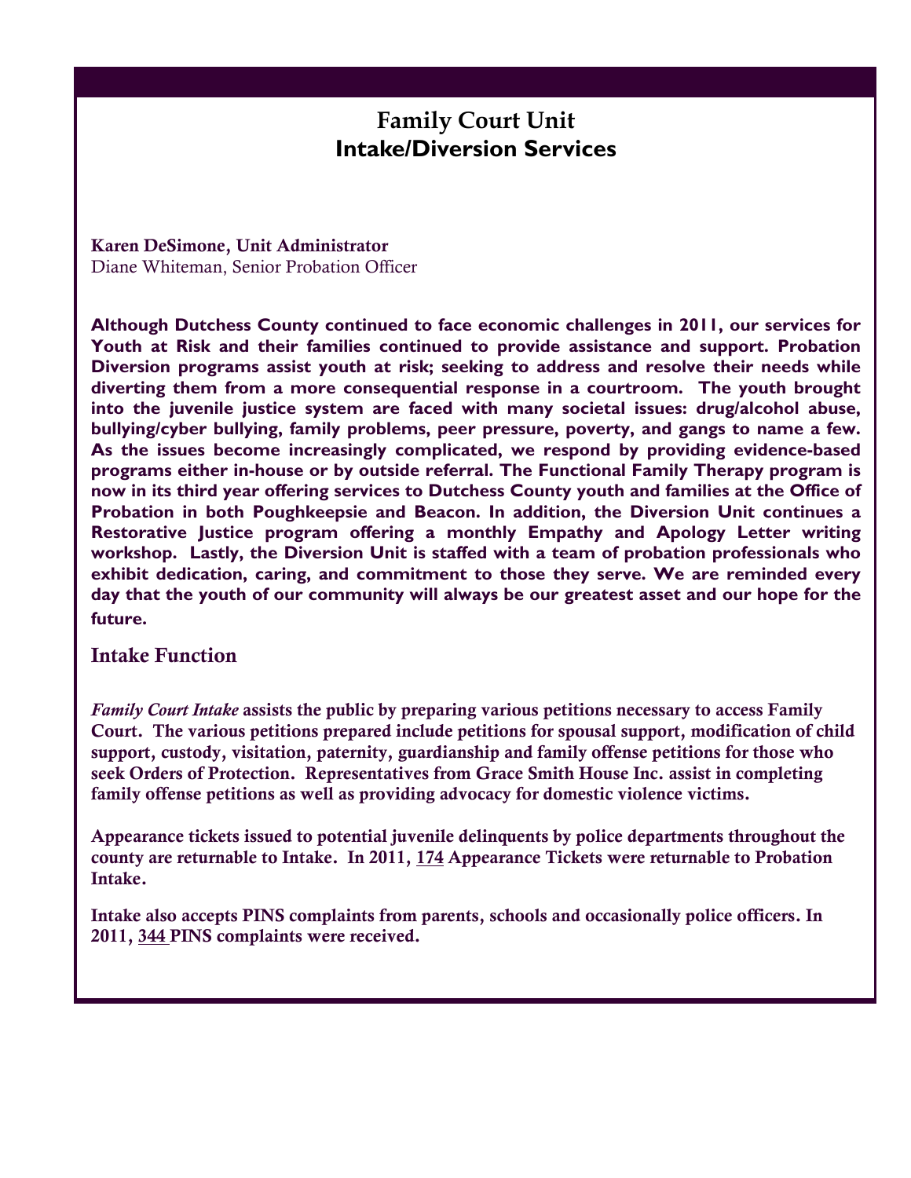# Family Court Unit
# Intake/Diversion Services

**Karen DeSimone, Unit Administrator**
Diane Whiteman, Senior Probation Officer

**Although Dutchess County continued to face economic challenges in 2011, our services for Youth at Risk and their families continued to provide assistance and support. Probation Diversion programs assist youth at risk; seeking to address and resolve their needs while diverting them from a more consequential response in a courtroom. The youth brought into the juvenile justice system are faced with many societal issues: drug/alcohol abuse, bullying/cyber bullying, family problems, peer pressure, poverty, and gangs to name a few. As the issues become increasingly complicated, we respond by providing evidence-based programs either in-house or by outside referral. The Functional Family Therapy program is now in its third year offering services to Dutchess County youth and families at the Office of Probation in both Poughkeepsie and Beacon. In addition, the Diversion Unit continues a Restorative Justice program offering a monthly Empathy and Apology Letter writing workshop. Lastly, the Diversion Unit is staffed with a team of probation professionals who exhibit dedication, caring, and commitment to those they serve. We are reminded every day that the youth of our community will always be our greatest asset and our hope for the future.**

## Intake Function

***Family Court Intake*** **assists the public by preparing various petitions necessary to access Family Court. The various petitions prepared include petitions for spousal support, modification of child support, custody, visitation, paternity, guardianship and family offense petitions for those who seek Orders of Protection. Representatives from Grace Smith House Inc. assist in completing family offense petitions as well as providing advocacy for domestic violence victims.**

**Appearance tickets issued to potential juvenile delinquents by police departments throughout the county are returnable to Intake. In 2011, 174 Appearance Tickets were returnable to Probation Intake.**

**Intake also accepts PINS complaints from parents, schools and occasionally police officers. In 2011, 344 PINS complaints were received.**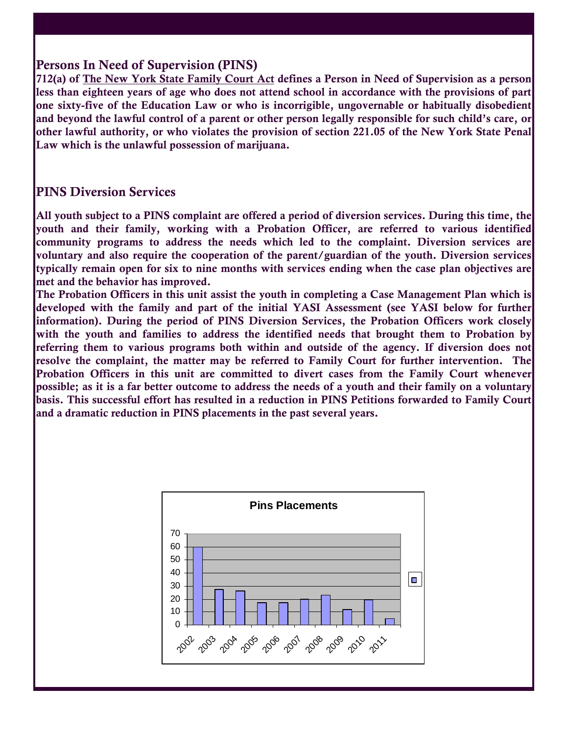## Persons In Need of Supervision (PINS)

**712(a) of The New York State Family Court Act defines a Person in Need of Supervision as a person less than eighteen years of age who does not attend school in accordance with the provisions of part one sixty-five of the Education Law or who is incorrigible, ungovernable or habitually disobedient and beyond the lawful control of a parent or other person legally responsible for such child's care, or other lawful authority, or who violates the provision of section 221.05 of the New York State Penal Law which is the unlawful possession of marijuana.**

## PINS Diversion Services

**All youth subject to a PINS complaint are offered a period of diversion services. During this time, the youth and their family, working with a Probation Officer, are referred to various identified community programs to address the needs which led to the complaint. Diversion services are voluntary and also require the cooperation of the parent/guardian of the youth. Diversion services typically remain open for six to nine months with services ending when the case plan objectives are met and the behavior has improved.**

**The Probation Officers in this unit assist the youth in completing a Case Management Plan which is developed with the family and part of the initial YASI Assessment (see YASI below for further information). During the period of PINS Diversion Services, the Probation Officers work closely with the youth and families to address the identified needs that brought them to Probation by referring them to various programs both within and outside of the agency. If diversion does not resolve the complaint, the matter may be referred to Family Court for further intervention. The Probation Officers in this unit are committed to divert cases from the Family Court whenever possible; as it is a far better outcome to address the needs of a youth and their family on a voluntary basis. This successful effort has resulted in a reduction in PINS Petitions forwarded to Family Court and a dramatic reduction in PINS placements in the past several years.**

**Pins Placements**

| Year | Placements (approx.) |
|---|---|
| 2002 | 60 |
| 2003 | 27 |
| 2004 | 26 |
| 2005 | 17 |
| 2006 | 17 |
| 2007 | 20 |
| 2008 | 23 |
| 2009 | 12 |
| 2010 | 19 |
| 2011 | 5 |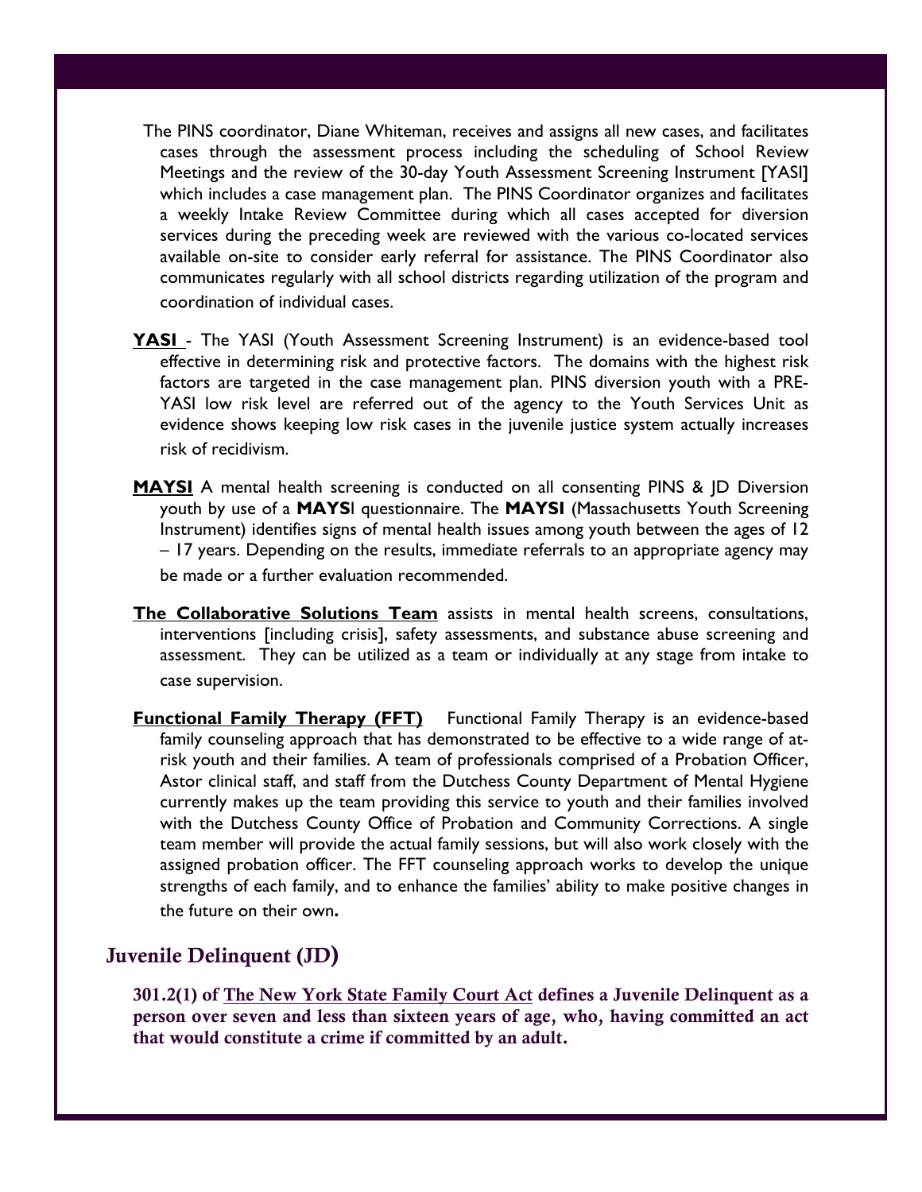The PINS coordinator, Diane Whiteman, receives and assigns all new cases, and facilitates cases through the assessment process including the scheduling of School Review Meetings and the review of the 30-day Youth Assessment Screening Instrument [YASI] which includes a case management plan. The PINS Coordinator organizes and facilitates a weekly Intake Review Committee during which all cases accepted for diversion services during the preceding week are reviewed with the various co-located services available on-site to consider early referral for assistance. The PINS Coordinator also communicates regularly with all school districts regarding utilization of the program and coordination of individual cases.

**YASI** - The YASI (Youth Assessment Screening Instrument) is an evidence-based tool effective in determining risk and protective factors. The domains with the highest risk factors are targeted in the case management plan. PINS diversion youth with a PRE-YASI low risk level are referred out of the agency to the Youth Services Unit as evidence shows keeping low risk cases in the juvenile justice system actually increases risk of recidivism.

**MAYSI** A mental health screening is conducted on all consenting PINS & JD Diversion youth by use of a **MAYS**I questionnaire. The **MAYSI** (Massachusetts Youth Screening Instrument) identifies signs of mental health issues among youth between the ages of 12 – 17 years. Depending on the results, immediate referrals to an appropriate agency may be made or a further evaluation recommended.

**The Collaborative Solutions Team** assists in mental health screens, consultations, interventions [including crisis], safety assessments, and substance abuse screening and assessment. They can be utilized as a team or individually at any stage from intake to case supervision.

**Functional Family Therapy (FFT)** Functional Family Therapy is an evidence-based family counseling approach that has demonstrated to be effective to a wide range of at-risk youth and their families. A team of professionals comprised of a Probation Officer, Astor clinical staff, and staff from the Dutchess County Department of Mental Hygiene currently makes up the team providing this service to youth and their families involved with the Dutchess County Office of Probation and Community Corrections. A single team member will provide the actual family sessions, but will also work closely with the assigned probation officer. The FFT counseling approach works to develop the unique strengths of each family, and to enhance the families' ability to make positive changes in the future on their own**.**

## Juvenile Delinquent (JD)

**301.2(1) of The New York State Family Court Act defines a Juvenile Delinquent as a person over seven and less than sixteen years of age, who, having committed an act that would constitute a crime if committed by an adult.**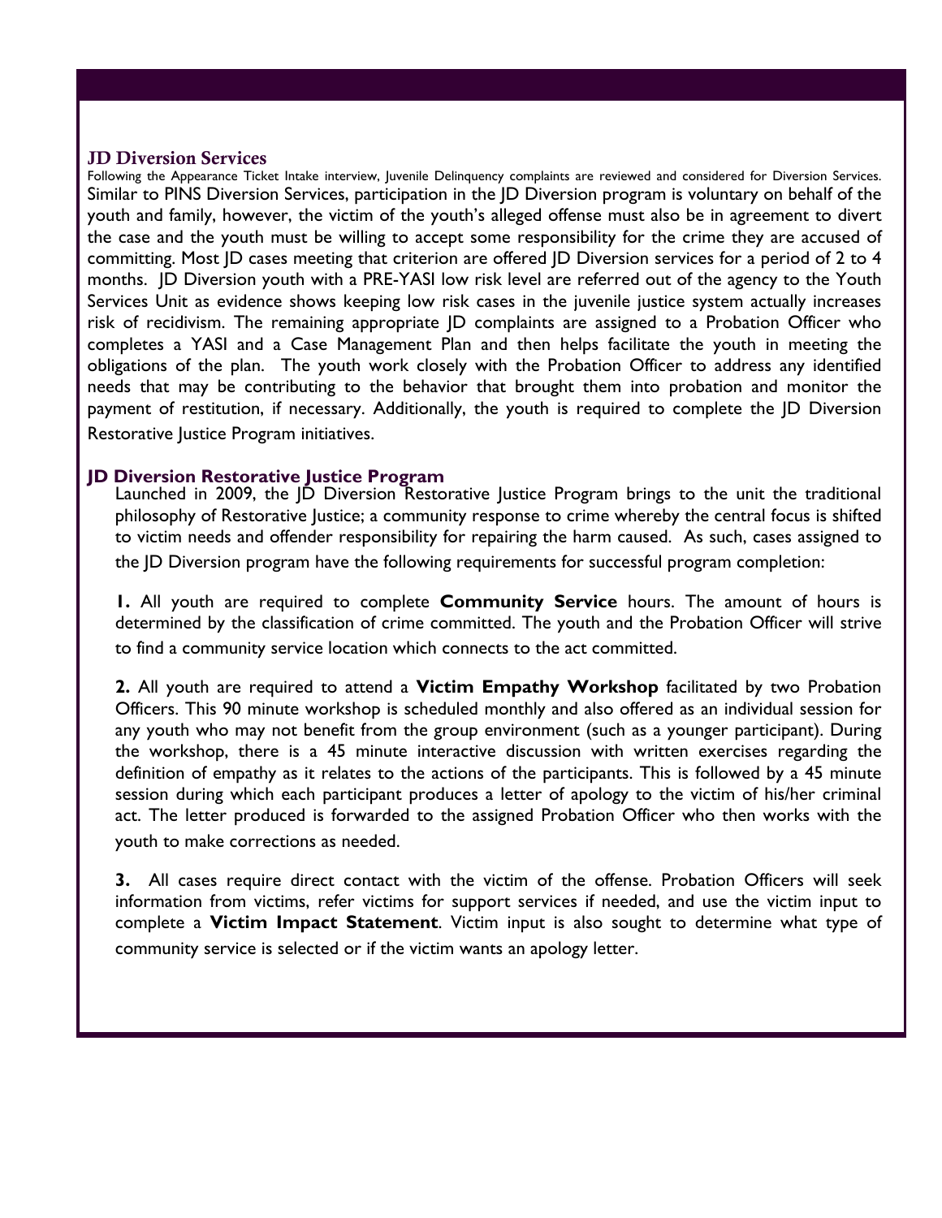## JD Diversion Services

Following the Appearance Ticket Intake interview, Juvenile Delinquency complaints are reviewed and considered for Diversion Services. Similar to PINS Diversion Services, participation in the JD Diversion program is voluntary on behalf of the youth and family, however, the victim of the youth's alleged offense must also be in agreement to divert the case and the youth must be willing to accept some responsibility for the crime they are accused of committing. Most JD cases meeting that criterion are offered JD Diversion services for a period of 2 to 4 months. JD Diversion youth with a PRE-YASI low risk level are referred out of the agency to the Youth Services Unit as evidence shows keeping low risk cases in the juvenile justice system actually increases risk of recidivism. The remaining appropriate JD complaints are assigned to a Probation Officer who completes a YASI and a Case Management Plan and then helps facilitate the youth in meeting the obligations of the plan. The youth work closely with the Probation Officer to address any identified needs that may be contributing to the behavior that brought them into probation and monitor the payment of restitution, if necessary. Additionally, the youth is required to complete the JD Diversion Restorative Justice Program initiatives.

## JD Diversion Restorative Justice Program

Launched in 2009, the JD Diversion Restorative Justice Program brings to the unit the traditional philosophy of Restorative Justice; a community response to crime whereby the central focus is shifted to victim needs and offender responsibility for repairing the harm caused. As such, cases assigned to the JD Diversion program have the following requirements for successful program completion:

**1.** All youth are required to complete **Community Service** hours. The amount of hours is determined by the classification of crime committed. The youth and the Probation Officer will strive to find a community service location which connects to the act committed.

**2.** All youth are required to attend a **Victim Empathy Workshop** facilitated by two Probation Officers. This 90 minute workshop is scheduled monthly and also offered as an individual session for any youth who may not benefit from the group environment (such as a younger participant). During the workshop, there is a 45 minute interactive discussion with written exercises regarding the definition of empathy as it relates to the actions of the participants. This is followed by a 45 minute session during which each participant produces a letter of apology to the victim of his/her criminal act. The letter produced is forwarded to the assigned Probation Officer who then works with the youth to make corrections as needed.

**3.** All cases require direct contact with the victim of the offense. Probation Officers will seek information from victims, refer victims for support services if needed, and use the victim input to complete a **Victim Impact Statement**. Victim input is also sought to determine what type of community service is selected or if the victim wants an apology letter.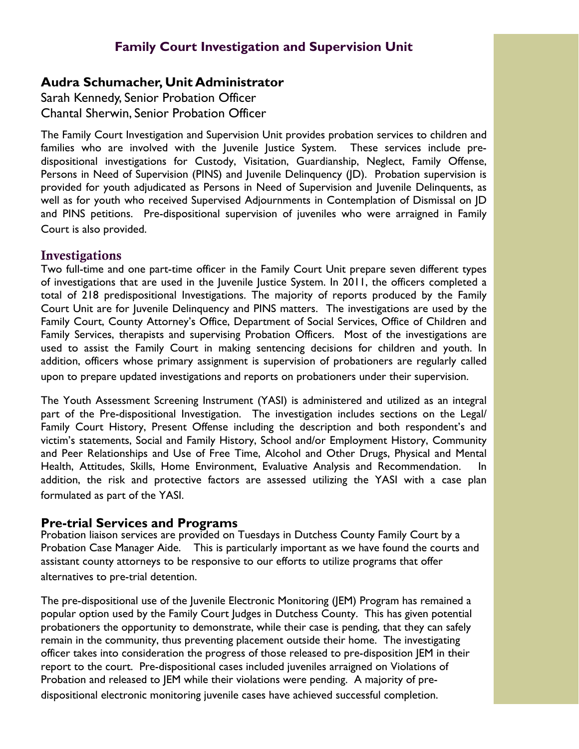## Family Court Investigation and Supervision Unit

**Audra Schumacher, Unit Administrator**
Sarah Kennedy, Senior Probation Officer
Chantal Sherwin, Senior Probation Officer

The Family Court Investigation and Supervision Unit provides probation services to children and families who are involved with the Juvenile Justice System. These services include pre-dispositional investigations for Custody, Visitation, Guardianship, Neglect, Family Offense, Persons in Need of Supervision (PINS) and Juvenile Delinquency (JD). Probation supervision is provided for youth adjudicated as Persons in Need of Supervision and Juvenile Delinquents, as well as for youth who received Supervised Adjournments in Contemplation of Dismissal on JD and PINS petitions. Pre-dispositional supervision of juveniles who were arraigned in Family Court is also provided.

### Investigations

Two full-time and one part-time officer in the Family Court Unit prepare seven different types of investigations that are used in the Juvenile Justice System. In 2011, the officers completed a total of 218 predispositional Investigations. The majority of reports produced by the Family Court Unit are for Juvenile Delinquency and PINS matters. The investigations are used by the Family Court, County Attorney's Office, Department of Social Services, Office of Children and Family Services, therapists and supervising Probation Officers. Most of the investigations are used to assist the Family Court in making sentencing decisions for children and youth. In addition, officers whose primary assignment is supervision of probationers are regularly called upon to prepare updated investigations and reports on probationers under their supervision.

The Youth Assessment Screening Instrument (YASI) is administered and utilized as an integral part of the Pre-dispositional Investigation. The investigation includes sections on the Legal/Family Court History, Present Offense including the description and both respondent's and victim's statements, Social and Family History, School and/or Employment History, Community and Peer Relationships and Use of Free Time, Alcohol and Other Drugs, Physical and Mental Health, Attitudes, Skills, Home Environment, Evaluative Analysis and Recommendation. In addition, the risk and protective factors are assessed utilizing the YASI with a case plan formulated as part of the YASI.

### Pre-trial Services and Programs

Probation liaison services are provided on Tuesdays in Dutchess County Family Court by a Probation Case Manager Aide. This is particularly important as we have found the courts and assistant county attorneys to be responsive to our efforts to utilize programs that offer alternatives to pre-trial detention.

The pre-dispositional use of the Juvenile Electronic Monitoring (JEM) Program has remained a popular option used by the Family Court Judges in Dutchess County. This has given potential probationers the opportunity to demonstrate, while their case is pending, that they can safely remain in the community, thus preventing placement outside their home. The investigating officer takes into consideration the progress of those released to pre-disposition JEM in their report to the court. Pre-dispositional cases included juveniles arraigned on Violations of Probation and released to JEM while their violations were pending. A majority of pre-dispositional electronic monitoring juvenile cases have achieved successful completion.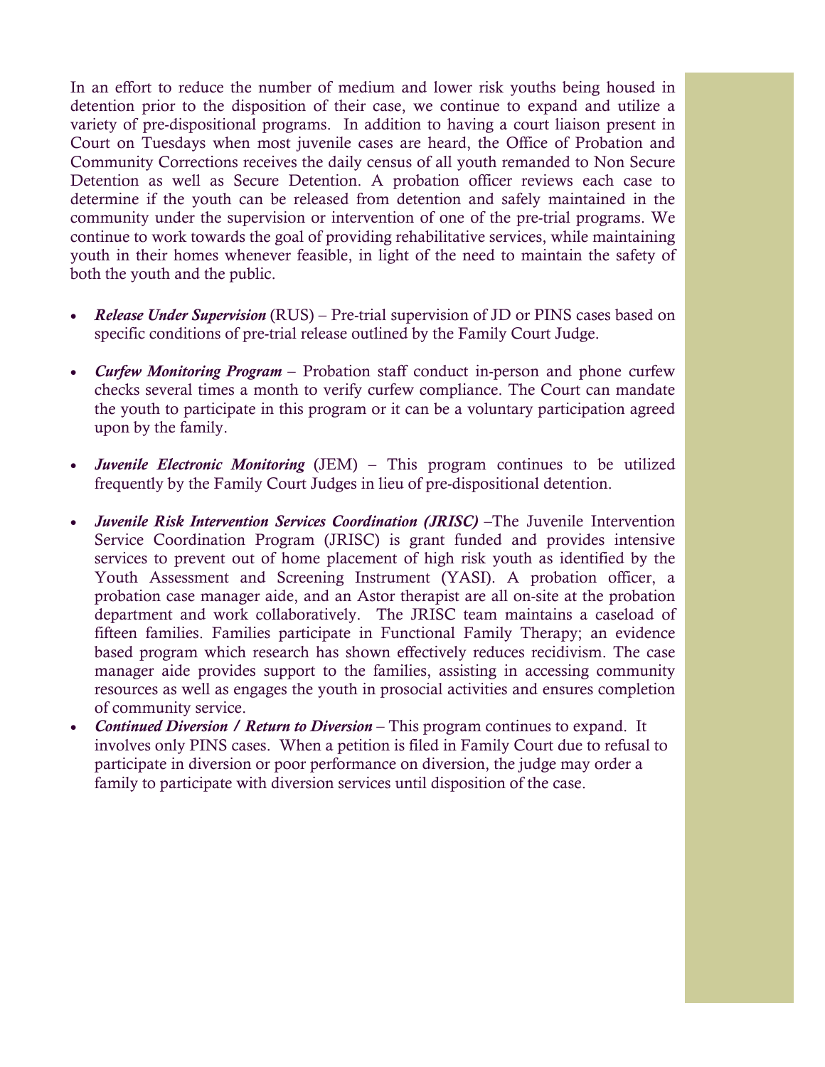In an effort to reduce the number of medium and lower risk youths being housed in detention prior to the disposition of their case, we continue to expand and utilize a variety of pre-dispositional programs. In addition to having a court liaison present in Court on Tuesdays when most juvenile cases are heard, the Office of Probation and Community Corrections receives the daily census of all youth remanded to Non Secure Detention as well as Secure Detention. A probation officer reviews each case to determine if the youth can be released from detention and safely maintained in the community under the supervision or intervention of one of the pre-trial programs. We continue to work towards the goal of providing rehabilitative services, while maintaining youth in their homes whenever feasible, in light of the need to maintain the safety of both the youth and the public.

- ***Release Under Supervision*** (RUS) – Pre-trial supervision of JD or PINS cases based on specific conditions of pre-trial release outlined by the Family Court Judge.

- ***Curfew Monitoring Program*** – Probation staff conduct in-person and phone curfew checks several times a month to verify curfew compliance. The Court can mandate the youth to participate in this program or it can be a voluntary participation agreed upon by the family.

- ***Juvenile Electronic Monitoring*** (JEM) – This program continues to be utilized frequently by the Family Court Judges in lieu of pre-dispositional detention.

- ***Juvenile Risk Intervention Services Coordination (JRISC)*** –The Juvenile Intervention Service Coordination Program (JRISC) is grant funded and provides intensive services to prevent out of home placement of high risk youth as identified by the Youth Assessment and Screening Instrument (YASI). A probation officer, a probation case manager aide, and an Astor therapist are all on-site at the probation department and work collaboratively. The JRISC team maintains a caseload of fifteen families. Families participate in Functional Family Therapy; an evidence based program which research has shown effectively reduces recidivism. The case manager aide provides support to the families, assisting in accessing community resources as well as engages the youth in prosocial activities and ensures completion of community service.
- ***Continued Diversion / Return to Diversion*** – This program continues to expand. It involves only PINS cases. When a petition is filed in Family Court due to refusal to participate in diversion or poor performance on diversion, the judge may order a family to participate with diversion services until disposition of the case.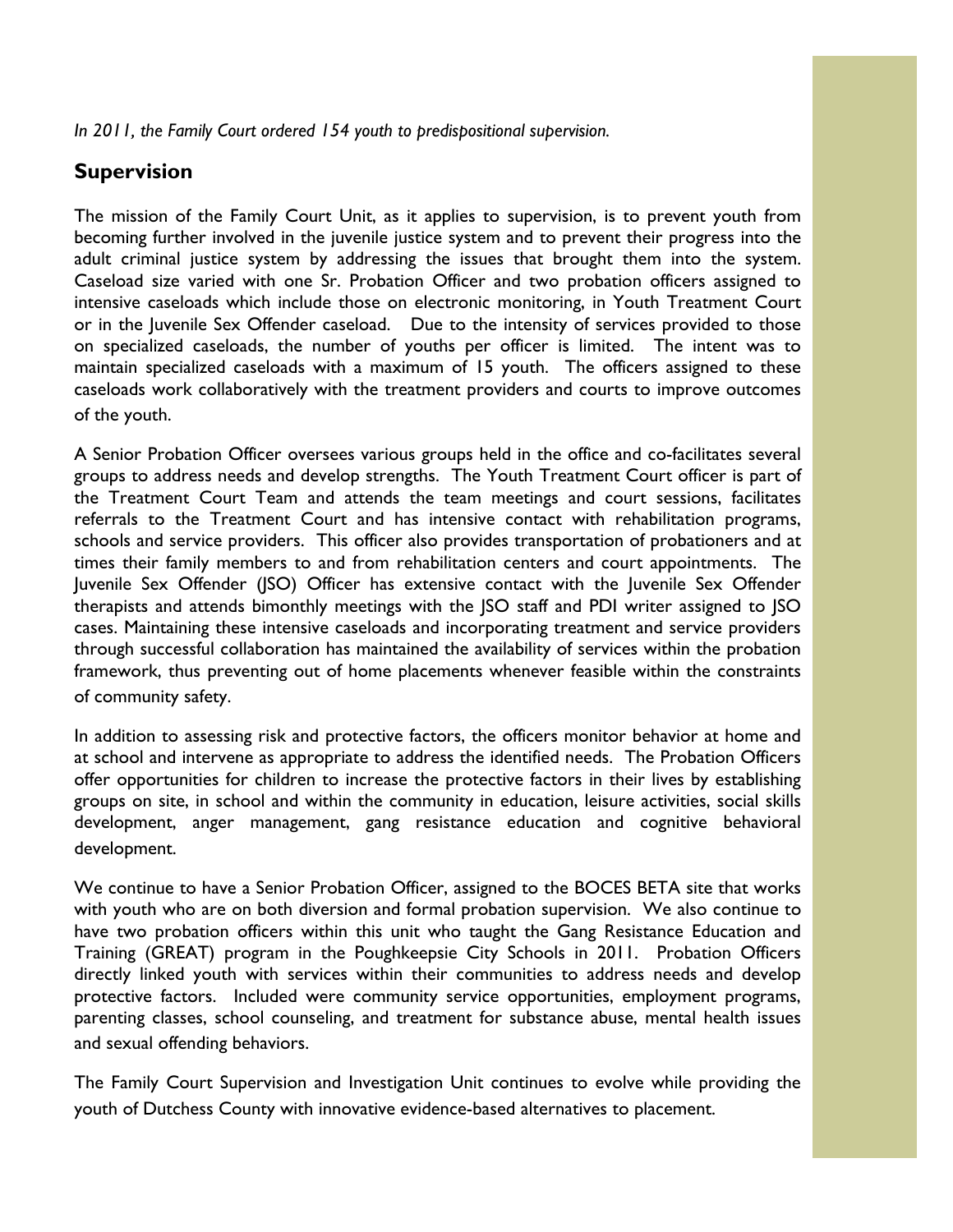*In 2011, the Family Court ordered 154 youth to predispositional supervision.*

## Supervision

The mission of the Family Court Unit, as it applies to supervision, is to prevent youth from becoming further involved in the juvenile justice system and to prevent their progress into the adult criminal justice system by addressing the issues that brought them into the system. Caseload size varied with one Sr. Probation Officer and two probation officers assigned to intensive caseloads which include those on electronic monitoring, in Youth Treatment Court or in the Juvenile Sex Offender caseload. Due to the intensity of services provided to those on specialized caseloads, the number of youths per officer is limited. The intent was to maintain specialized caseloads with a maximum of 15 youth. The officers assigned to these caseloads work collaboratively with the treatment providers and courts to improve outcomes of the youth.

A Senior Probation Officer oversees various groups held in the office and co-facilitates several groups to address needs and develop strengths. The Youth Treatment Court officer is part of the Treatment Court Team and attends the team meetings and court sessions, facilitates referrals to the Treatment Court and has intensive contact with rehabilitation programs, schools and service providers. This officer also provides transportation of probationers and at times their family members to and from rehabilitation centers and court appointments. The Juvenile Sex Offender (JSO) Officer has extensive contact with the Juvenile Sex Offender therapists and attends bimonthly meetings with the JSO staff and PDI writer assigned to JSO cases. Maintaining these intensive caseloads and incorporating treatment and service providers through successful collaboration has maintained the availability of services within the probation framework, thus preventing out of home placements whenever feasible within the constraints of community safety.

In addition to assessing risk and protective factors, the officers monitor behavior at home and at school and intervene as appropriate to address the identified needs. The Probation Officers offer opportunities for children to increase the protective factors in their lives by establishing groups on site, in school and within the community in education, leisure activities, social skills development, anger management, gang resistance education and cognitive behavioral development.

We continue to have a Senior Probation Officer, assigned to the BOCES BETA site that works with youth who are on both diversion and formal probation supervision. We also continue to have two probation officers within this unit who taught the Gang Resistance Education and Training (GREAT) program in the Poughkeepsie City Schools in 2011. Probation Officers directly linked youth with services within their communities to address needs and develop protective factors. Included were community service opportunities, employment programs, parenting classes, school counseling, and treatment for substance abuse, mental health issues and sexual offending behaviors.

The Family Court Supervision and Investigation Unit continues to evolve while providing the youth of Dutchess County with innovative evidence-based alternatives to placement.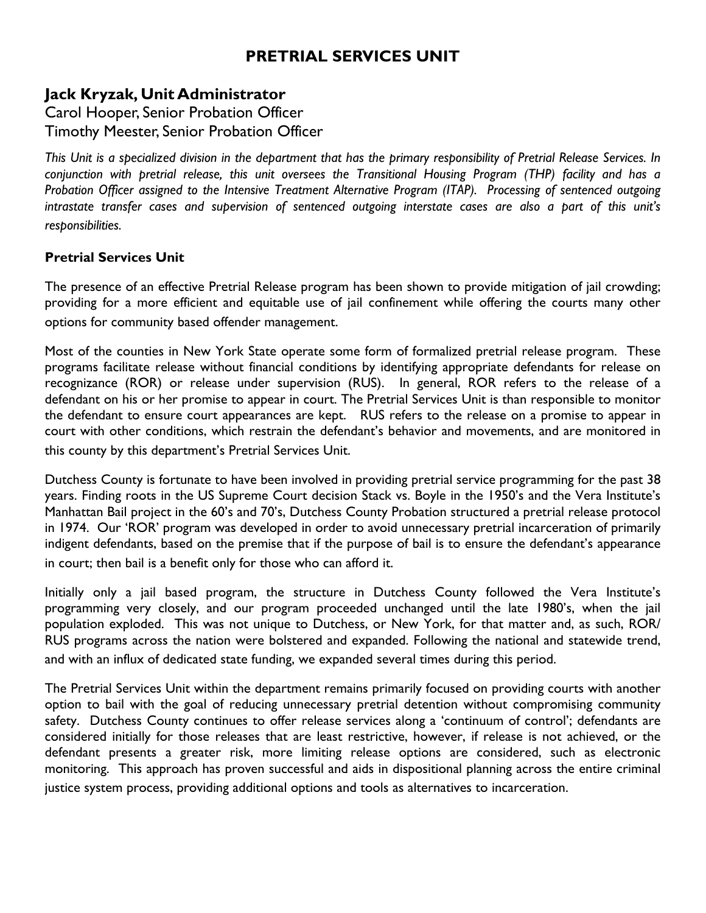# PRETRIAL SERVICES UNIT

## Jack Kryzak, Unit Administrator

Carol Hooper, Senior Probation Officer
Timothy Meester, Senior Probation Officer

*This Unit is a specialized division in the department that has the primary responsibility of Pretrial Release Services. In conjunction with pretrial release, this unit oversees the Transitional Housing Program (THP) facility and has a Probation Officer assigned to the Intensive Treatment Alternative Program (ITAP). Processing of sentenced outgoing intrastate transfer cases and supervision of sentenced outgoing interstate cases are also a part of this unit's responsibilities.*

### Pretrial Services Unit

The presence of an effective Pretrial Release program has been shown to provide mitigation of jail crowding; providing for a more efficient and equitable use of jail confinement while offering the courts many other options for community based offender management.

Most of the counties in New York State operate some form of formalized pretrial release program. These programs facilitate release without financial conditions by identifying appropriate defendants for release on recognizance (ROR) or release under supervision (RUS). In general, ROR refers to the release of a defendant on his or her promise to appear in court. The Pretrial Services Unit is than responsible to monitor the defendant to ensure court appearances are kept. RUS refers to the release on a promise to appear in court with other conditions, which restrain the defendant's behavior and movements, and are monitored in this county by this department's Pretrial Services Unit.

Dutchess County is fortunate to have been involved in providing pretrial service programming for the past 38 years. Finding roots in the US Supreme Court decision Stack vs. Boyle in the 1950's and the Vera Institute's Manhattan Bail project in the 60's and 70's, Dutchess County Probation structured a pretrial release protocol in 1974. Our 'ROR' program was developed in order to avoid unnecessary pretrial incarceration of primarily indigent defendants, based on the premise that if the purpose of bail is to ensure the defendant's appearance in court; then bail is a benefit only for those who can afford it.

Initially only a jail based program, the structure in Dutchess County followed the Vera Institute's programming very closely, and our program proceeded unchanged until the late 1980's, when the jail population exploded. This was not unique to Dutchess, or New York, for that matter and, as such, ROR/RUS programs across the nation were bolstered and expanded. Following the national and statewide trend, and with an influx of dedicated state funding, we expanded several times during this period.

The Pretrial Services Unit within the department remains primarily focused on providing courts with another option to bail with the goal of reducing unnecessary pretrial detention without compromising community safety. Dutchess County continues to offer release services along a 'continuum of control'; defendants are considered initially for those releases that are least restrictive, however, if release is not achieved, or the defendant presents a greater risk, more limiting release options are considered, such as electronic monitoring. This approach has proven successful and aids in dispositional planning across the entire criminal justice system process, providing additional options and tools as alternatives to incarceration.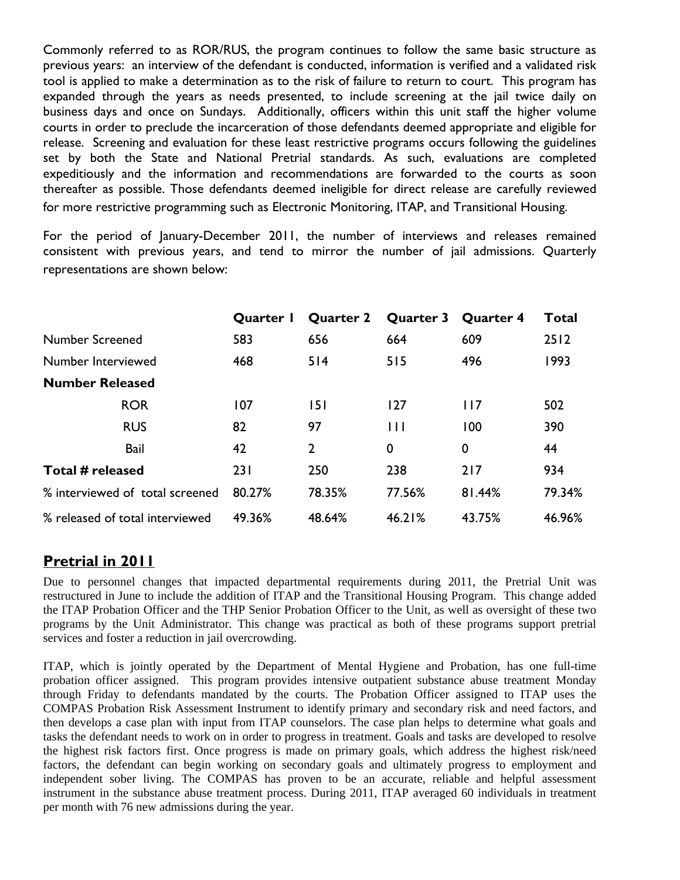Commonly referred to as ROR/RUS, the program continues to follow the same basic structure as previous years: an interview of the defendant is conducted, information is verified and a validated risk tool is applied to make a determination as to the risk of failure to return to court. This program has expanded through the years as needs presented, to include screening at the jail twice daily on business days and once on Sundays. Additionally, officers within this unit staff the higher volume courts in order to preclude the incarceration of those defendants deemed appropriate and eligible for release. Screening and evaluation for these least restrictive programs occurs following the guidelines set by both the State and National Pretrial standards. As such, evaluations are completed expeditiously and the information and recommendations are forwarded to the courts as soon thereafter as possible. Those defendants deemed ineligible for direct release are carefully reviewed for more restrictive programming such as Electronic Monitoring, ITAP, and Transitional Housing.

For the period of January-December 2011, the number of interviews and releases remained consistent with previous years, and tend to mirror the number of jail admissions. Quarterly representations are shown below:

| | Quarter 1 | Quarter 2 | Quarter 3 | Quarter 4 | Total |
|---|---|---|---|---|---|
| Number Screened | 583 | 656 | 664 | 609 | 2512 |
| Number Interviewed | 468 | 514 | 515 | 496 | 1993 |
| **Number Released** | | | | | |
| ROR | 107 | 151 | 127 | 117 | 502 |
| RUS | 82 | 97 | 111 | 100 | 390 |
| Bail | 42 | 2 | 0 | 0 | 44 |
| **Total # released** | 231 | 250 | 238 | 217 | 934 |
| % interviewed of total screened | 80.27% | 78.35% | 77.56% | 81.44% | 79.34% |
| % released of total interviewed | 49.36% | 48.64% | 46.21% | 43.75% | 46.96% |

## Pretrial in 2011

Due to personnel changes that impacted departmental requirements during 2011, the Pretrial Unit was restructured in June to include the addition of ITAP and the Transitional Housing Program. This change added the ITAP Probation Officer and the THP Senior Probation Officer to the Unit, as well as oversight of these two programs by the Unit Administrator. This change was practical as both of these programs support pretrial services and foster a reduction in jail overcrowding.

ITAP, which is jointly operated by the Department of Mental Hygiene and Probation, has one full-time probation officer assigned. This program provides intensive outpatient substance abuse treatment Monday through Friday to defendants mandated by the courts. The Probation Officer assigned to ITAP uses the COMPAS Probation Risk Assessment Instrument to identify primary and secondary risk and need factors, and then develops a case plan with input from ITAP counselors. The case plan helps to determine what goals and tasks the defendant needs to work on in order to progress in treatment. Goals and tasks are developed to resolve the highest risk factors first. Once progress is made on primary goals, which address the highest risk/need factors, the defendant can begin working on secondary goals and ultimately progress to employment and independent sober living. The COMPAS has proven to be an accurate, reliable and helpful assessment instrument in the substance abuse treatment process. During 2011, ITAP averaged 60 individuals in treatment per month with 76 new admissions during the year.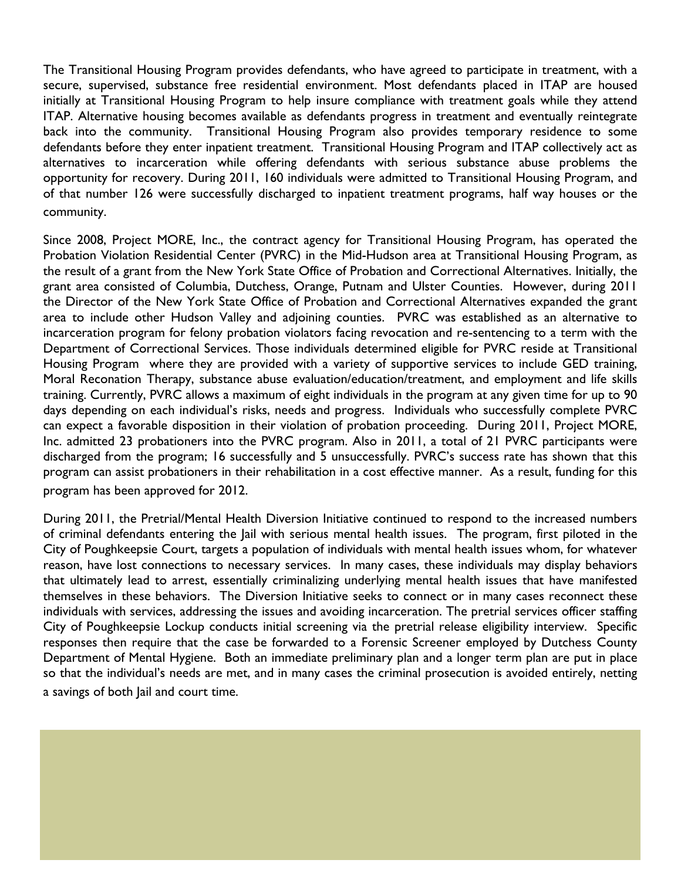The Transitional Housing Program provides defendants, who have agreed to participate in treatment, with a secure, supervised, substance free residential environment. Most defendants placed in ITAP are housed initially at Transitional Housing Program to help insure compliance with treatment goals while they attend ITAP. Alternative housing becomes available as defendants progress in treatment and eventually reintegrate back into the community. Transitional Housing Program also provides temporary residence to some defendants before they enter inpatient treatment. Transitional Housing Program and ITAP collectively act as alternatives to incarceration while offering defendants with serious substance abuse problems the opportunity for recovery. During 2011, 160 individuals were admitted to Transitional Housing Program, and of that number 126 were successfully discharged to inpatient treatment programs, half way houses or the community.

Since 2008, Project MORE, Inc., the contract agency for Transitional Housing Program, has operated the Probation Violation Residential Center (PVRC) in the Mid-Hudson area at Transitional Housing Program, as the result of a grant from the New York State Office of Probation and Correctional Alternatives. Initially, the grant area consisted of Columbia, Dutchess, Orange, Putnam and Ulster Counties. However, during 2011 the Director of the New York State Office of Probation and Correctional Alternatives expanded the grant area to include other Hudson Valley and adjoining counties. PVRC was established as an alternative to incarceration program for felony probation violators facing revocation and re-sentencing to a term with the Department of Correctional Services. Those individuals determined eligible for PVRC reside at Transitional Housing Program where they are provided with a variety of supportive services to include GED training, Moral Reconation Therapy, substance abuse evaluation/education/treatment, and employment and life skills training. Currently, PVRC allows a maximum of eight individuals in the program at any given time for up to 90 days depending on each individual's risks, needs and progress. Individuals who successfully complete PVRC can expect a favorable disposition in their violation of probation proceeding. During 2011, Project MORE, Inc. admitted 23 probationers into the PVRC program. Also in 2011, a total of 21 PVRC participants were discharged from the program; 16 successfully and 5 unsuccessfully. PVRC's success rate has shown that this program can assist probationers in their rehabilitation in a cost effective manner. As a result, funding for this program has been approved for 2012.

During 2011, the Pretrial/Mental Health Diversion Initiative continued to respond to the increased numbers of criminal defendants entering the Jail with serious mental health issues. The program, first piloted in the City of Poughkeepsie Court, targets a population of individuals with mental health issues whom, for whatever reason, have lost connections to necessary services. In many cases, these individuals may display behaviors that ultimately lead to arrest, essentially criminalizing underlying mental health issues that have manifested themselves in these behaviors. The Diversion Initiative seeks to connect or in many cases reconnect these individuals with services, addressing the issues and avoiding incarceration. The pretrial services officer staffing City of Poughkeepsie Lockup conducts initial screening via the pretrial release eligibility interview. Specific responses then require that the case be forwarded to a Forensic Screener employed by Dutchess County Department of Mental Hygiene. Both an immediate preliminary plan and a longer term plan are put in place so that the individual's needs are met, and in many cases the criminal prosecution is avoided entirely, netting a savings of both Jail and court time.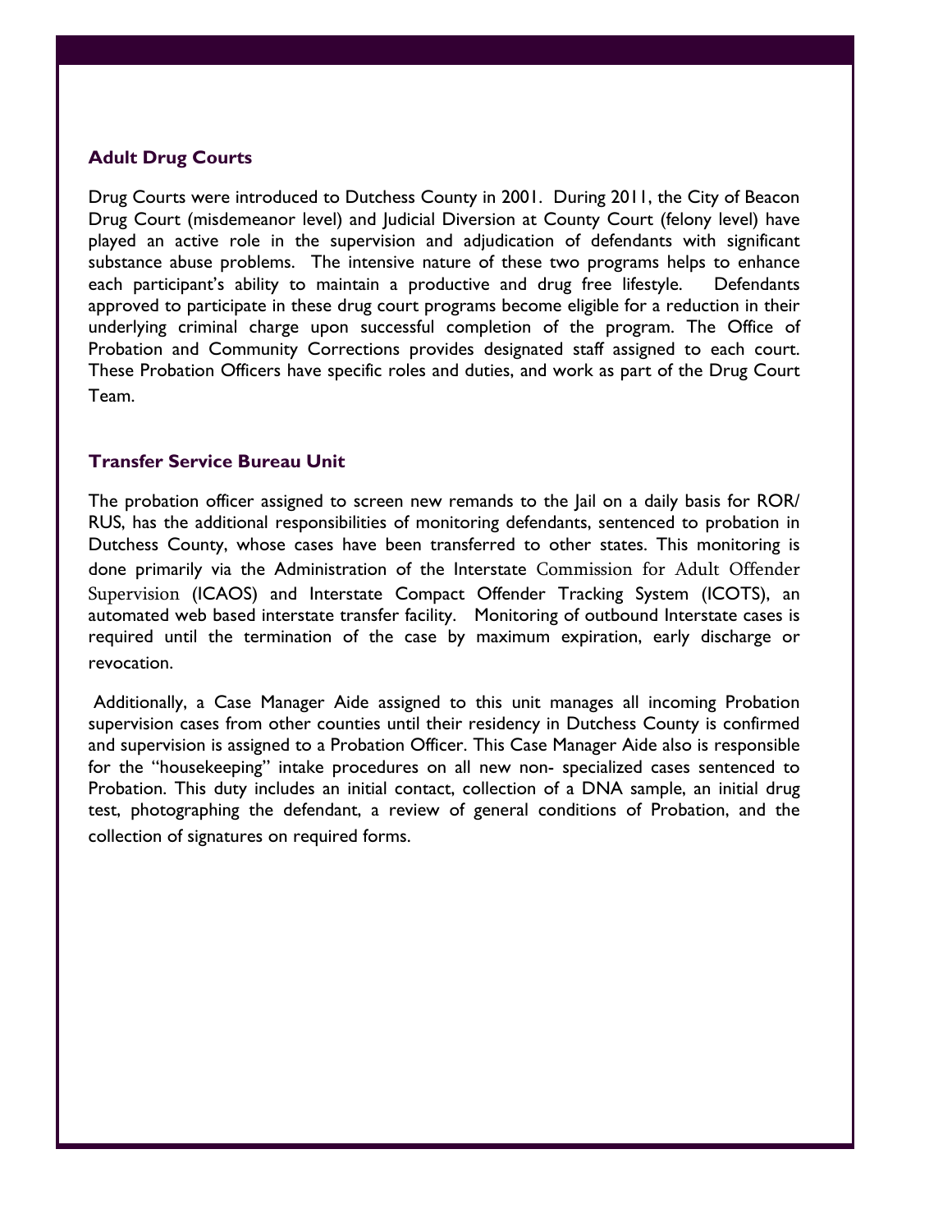## Adult Drug Courts

Drug Courts were introduced to Dutchess County in 2001. During 2011, the City of Beacon Drug Court (misdemeanor level) and Judicial Diversion at County Court (felony level) have played an active role in the supervision and adjudication of defendants with significant substance abuse problems. The intensive nature of these two programs helps to enhance each participant's ability to maintain a productive and drug free lifestyle. Defendants approved to participate in these drug court programs become eligible for a reduction in their underlying criminal charge upon successful completion of the program. The Office of Probation and Community Corrections provides designated staff assigned to each court. These Probation Officers have specific roles and duties, and work as part of the Drug Court Team.

## Transfer Service Bureau Unit

The probation officer assigned to screen new remands to the Jail on a daily basis for ROR/ RUS, has the additional responsibilities of monitoring defendants, sentenced to probation in Dutchess County, whose cases have been transferred to other states. This monitoring is done primarily via the Administration of the Interstate Commission for Adult Offender Supervision (ICAOS) and Interstate Compact Offender Tracking System (ICOTS), an automated web based interstate transfer facility. Monitoring of outbound Interstate cases is required until the termination of the case by maximum expiration, early discharge or revocation.

Additionally, a Case Manager Aide assigned to this unit manages all incoming Probation supervision cases from other counties until their residency in Dutchess County is confirmed and supervision is assigned to a Probation Officer. This Case Manager Aide also is responsible for the "housekeeping" intake procedures on all new non- specialized cases sentenced to Probation. This duty includes an initial contact, collection of a DNA sample, an initial drug test, photographing the defendant, a review of general conditions of Probation, and the collection of signatures on required forms.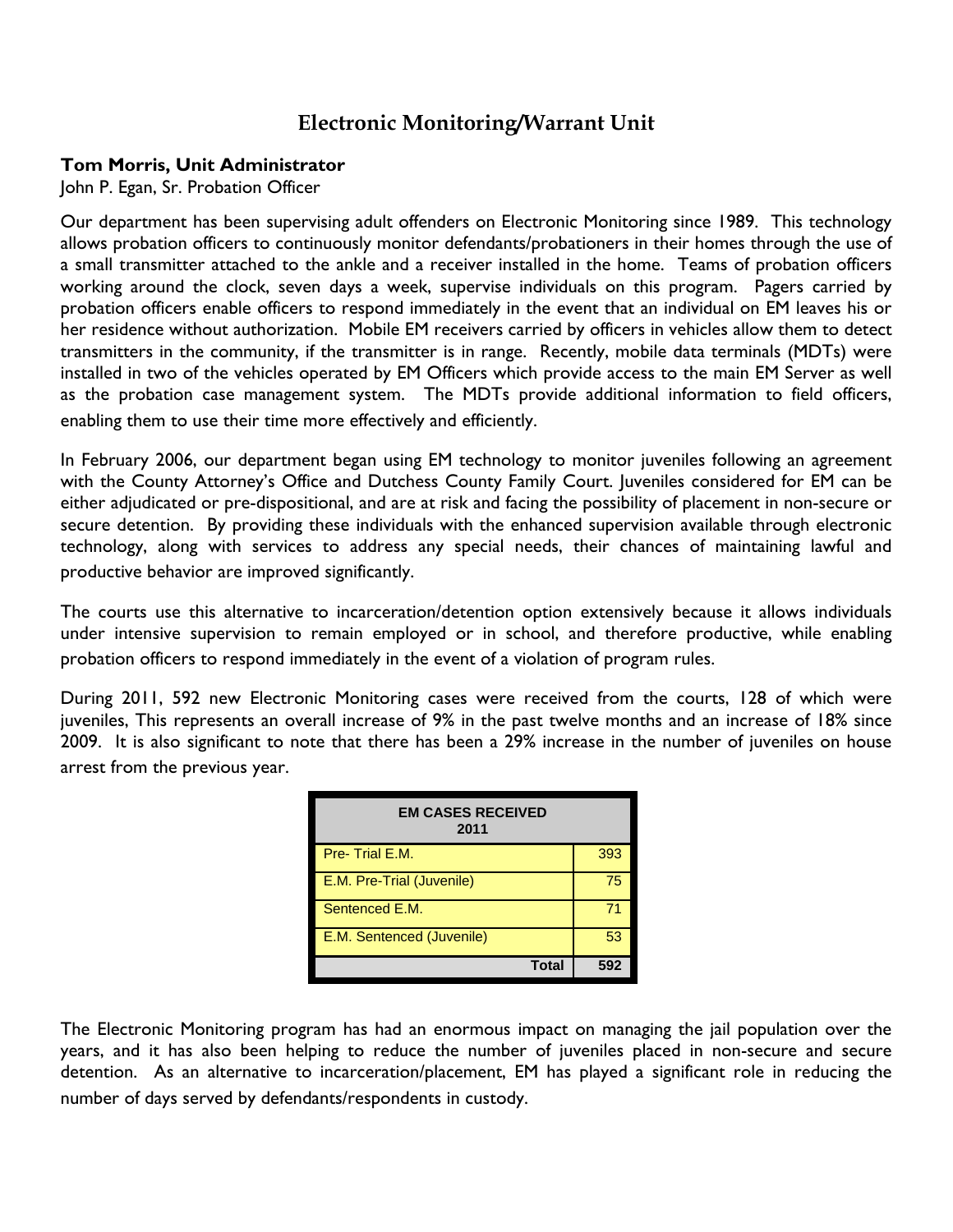## Electronic Monitoring/Warrant Unit

**Tom Morris, Unit Administrator**
John P. Egan, Sr. Probation Officer

Our department has been supervising adult offenders on Electronic Monitoring since 1989. This technology allows probation officers to continuously monitor defendants/probationers in their homes through the use of a small transmitter attached to the ankle and a receiver installed in the home. Teams of probation officers working around the clock, seven days a week, supervise individuals on this program. Pagers carried by probation officers enable officers to respond immediately in the event that an individual on EM leaves his or her residence without authorization. Mobile EM receivers carried by officers in vehicles allow them to detect transmitters in the community, if the transmitter is in range. Recently, mobile data terminals (MDTs) were installed in two of the vehicles operated by EM Officers which provide access to the main EM Server as well as the probation case management system. The MDTs provide additional information to field officers, enabling them to use their time more effectively and efficiently.

In February 2006, our department began using EM technology to monitor juveniles following an agreement with the County Attorney's Office and Dutchess County Family Court. Juveniles considered for EM can be either adjudicated or pre-dispositional, and are at risk and facing the possibility of placement in non-secure or secure detention. By providing these individuals with the enhanced supervision available through electronic technology, along with services to address any special needs, their chances of maintaining lawful and productive behavior are improved significantly.

The courts use this alternative to incarceration/detention option extensively because it allows individuals under intensive supervision to remain employed or in school, and therefore productive, while enabling probation officers to respond immediately in the event of a violation of program rules.

During 2011, 592 new Electronic Monitoring cases were received from the courts, 128 of which were juveniles, This represents an overall increase of 9% in the past twelve months and an increase of 18% since 2009. It is also significant to note that there has been a 29% increase in the number of juveniles on house arrest from the previous year.

| EM CASES RECEIVED 2011 | |
|---|---|
| Pre- Trial E.M. | 393 |
| E.M. Pre-Trial (Juvenile) | 75 |
| Sentenced E.M. | 71 |
| E.M. Sentenced (Juvenile) | 53 |
| **Total** | **592** |

The Electronic Monitoring program has had an enormous impact on managing the jail population over the years, and it has also been helping to reduce the number of juveniles placed in non-secure and secure detention. As an alternative to incarceration/placement, EM has played a significant role in reducing the number of days served by defendants/respondents in custody.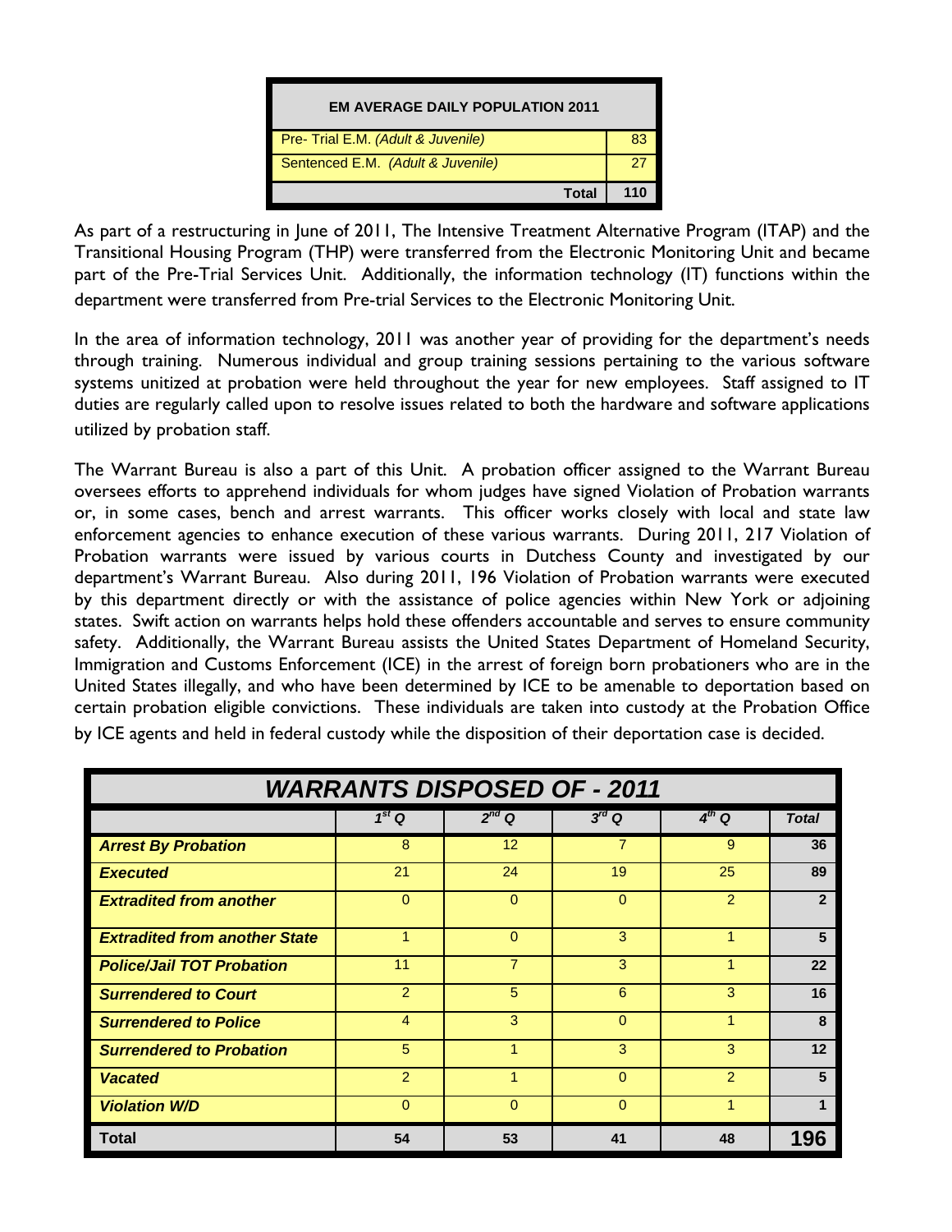| EM AVERAGE DAILY POPULATION 2011 | |
|---|---|
| Pre- Trial E.M. *(Adult & Juvenile)* | 83 |
| Sentenced E.M. *(Adult & Juvenile)* | 27 |
| **Total** | **110** |

As part of a restructuring in June of 2011, The Intensive Treatment Alternative Program (ITAP) and the Transitional Housing Program (THP) were transferred from the Electronic Monitoring Unit and became part of the Pre-Trial Services Unit. Additionally, the information technology (IT) functions within the department were transferred from Pre-trial Services to the Electronic Monitoring Unit.

In the area of information technology, 2011 was another year of providing for the department's needs through training. Numerous individual and group training sessions pertaining to the various software systems unitized at probation were held throughout the year for new employees. Staff assigned to IT duties are regularly called upon to resolve issues related to both the hardware and software applications utilized by probation staff.

The Warrant Bureau is also a part of this Unit. A probation officer assigned to the Warrant Bureau oversees efforts to apprehend individuals for whom judges have signed Violation of Probation warrants or, in some cases, bench and arrest warrants. This officer works closely with local and state law enforcement agencies to enhance execution of these various warrants. During 2011, 217 Violation of Probation warrants were issued by various courts in Dutchess County and investigated by our department's Warrant Bureau. Also during 2011, 196 Violation of Probation warrants were executed by this department directly or with the assistance of police agencies within New York or adjoining states. Swift action on warrants helps hold these offenders accountable and serves to ensure community safety. Additionally, the Warrant Bureau assists the United States Department of Homeland Security, Immigration and Customs Enforcement (ICE) in the arrest of foreign born probationers who are in the United States illegally, and who have been determined by ICE to be amenable to deportation based on certain probation eligible convictions. These individuals are taken into custody at the Probation Office by ICE agents and held in federal custody while the disposition of their deportation case is decided.

| ***WARRANTS DISPOSED OF - 2011*** | | | | | |
|---|---|---|---|---|---|
| | *1st Q* | *2nd Q* | *3rd Q* | *4th Q* | ***Total*** |
| ***Arrest By Probation*** | 8 | 12 | 7 | 9 | **36** |
| ***Executed*** | 21 | 24 | 19 | 25 | **89** |
| ***Extradited from another*** | 0 | 0 | 0 | 2 | **2** |
| ***Extradited from another State*** | 1 | 0 | 3 | 1 | **5** |
| ***Police/Jail TOT Probation*** | 11 | 7 | 3 | 1 | **22** |
| ***Surrendered to Court*** | 2 | 5 | 6 | 3 | **16** |
| ***Surrendered to Police*** | 4 | 3 | 0 | 1 | **8** |
| ***Surrendered to Probation*** | 5 | 1 | 3 | 3 | **12** |
| ***Vacated*** | 2 | 1 | 0 | 2 | **5** |
| ***Violation W/D*** | 0 | 0 | 0 | 1 | **1** |
| **Total** | **54** | **53** | **41** | **48** | **196** |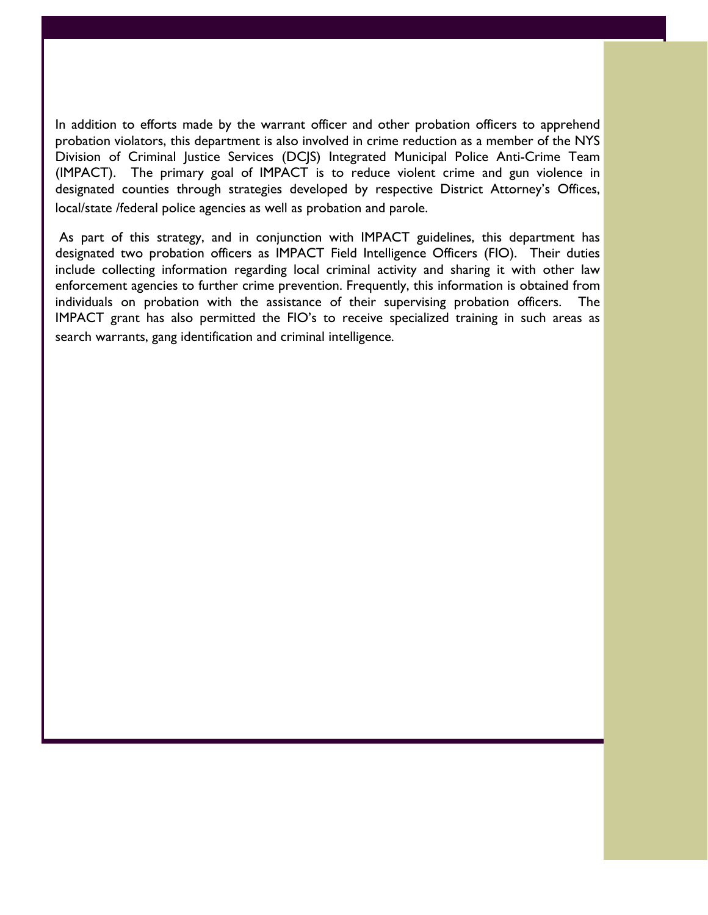In addition to efforts made by the warrant officer and other probation officers to apprehend probation violators, this department is also involved in crime reduction as a member of the NYS Division of Criminal Justice Services (DCJS) Integrated Municipal Police Anti-Crime Team (IMPACT). The primary goal of IMPACT is to reduce violent crime and gun violence in designated counties through strategies developed by respective District Attorney's Offices, local/state /federal police agencies as well as probation and parole.

As part of this strategy, and in conjunction with IMPACT guidelines, this department has designated two probation officers as IMPACT Field Intelligence Officers (FIO). Their duties include collecting information regarding local criminal activity and sharing it with other law enforcement agencies to further crime prevention. Frequently, this information is obtained from individuals on probation with the assistance of their supervising probation officers. The IMPACT grant has also permitted the FIO's to receive specialized training in such areas as search warrants, gang identification and criminal intelligence.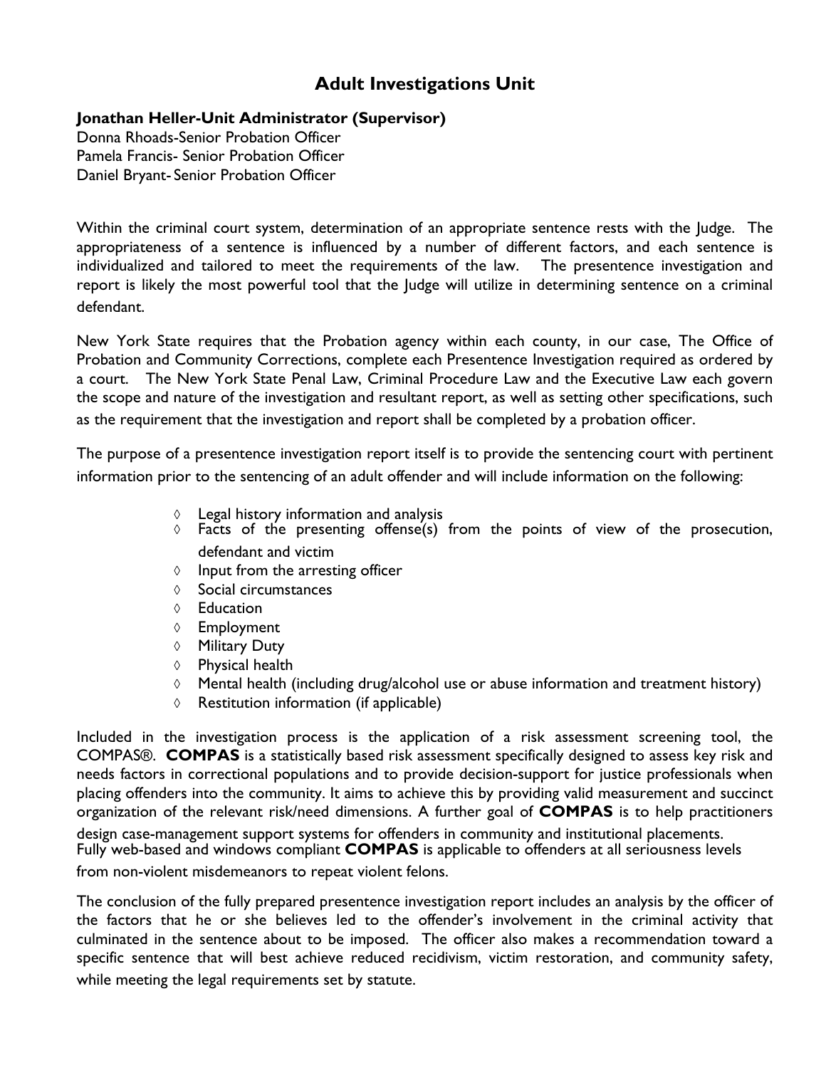## Adult Investigations Unit

**Jonathan Heller-Unit Administrator (Supervisor)**
Donna Rhoads-Senior Probation Officer
Pamela Francis- Senior Probation Officer
Daniel Bryant- Senior Probation Officer

Within the criminal court system, determination of an appropriate sentence rests with the Judge. The appropriateness of a sentence is influenced by a number of different factors, and each sentence is individualized and tailored to meet the requirements of the law. The presentence investigation and report is likely the most powerful tool that the Judge will utilize in determining sentence on a criminal defendant.

New York State requires that the Probation agency within each county, in our case, The Office of Probation and Community Corrections, complete each Presentence Investigation required as ordered by a court. The New York State Penal Law, Criminal Procedure Law and the Executive Law each govern the scope and nature of the investigation and resultant report, as well as setting other specifications, such as the requirement that the investigation and report shall be completed by a probation officer.

The purpose of a presentence investigation report itself is to provide the sentencing court with pertinent information prior to the sentencing of an adult offender and will include information on the following:

- Legal history information and analysis
- Facts of the presenting offense(s) from the points of view of the prosecution, defendant and victim
- Input from the arresting officer
- Social circumstances
- Education
- Employment
- Military Duty
- Physical health
- Mental health (including drug/alcohol use or abuse information and treatment history)
- Restitution information (if applicable)

Included in the investigation process is the application of a risk assessment screening tool, the COMPAS®. **COMPAS** is a statistically based risk assessment specifically designed to assess key risk and needs factors in correctional populations and to provide decision-support for justice professionals when placing offenders into the community. It aims to achieve this by providing valid measurement and succinct organization of the relevant risk/need dimensions. A further goal of **COMPAS** is to help practitioners design case-management support systems for offenders in community and institutional placements. Fully web-based and windows compliant **COMPAS** is applicable to offenders at all seriousness levels from non-violent misdemeanors to repeat violent felons.

The conclusion of the fully prepared presentence investigation report includes an analysis by the officer of the factors that he or she believes led to the offender's involvement in the criminal activity that culminated in the sentence about to be imposed. The officer also makes a recommendation toward a specific sentence that will best achieve reduced recidivism, victim restoration, and community safety, while meeting the legal requirements set by statute.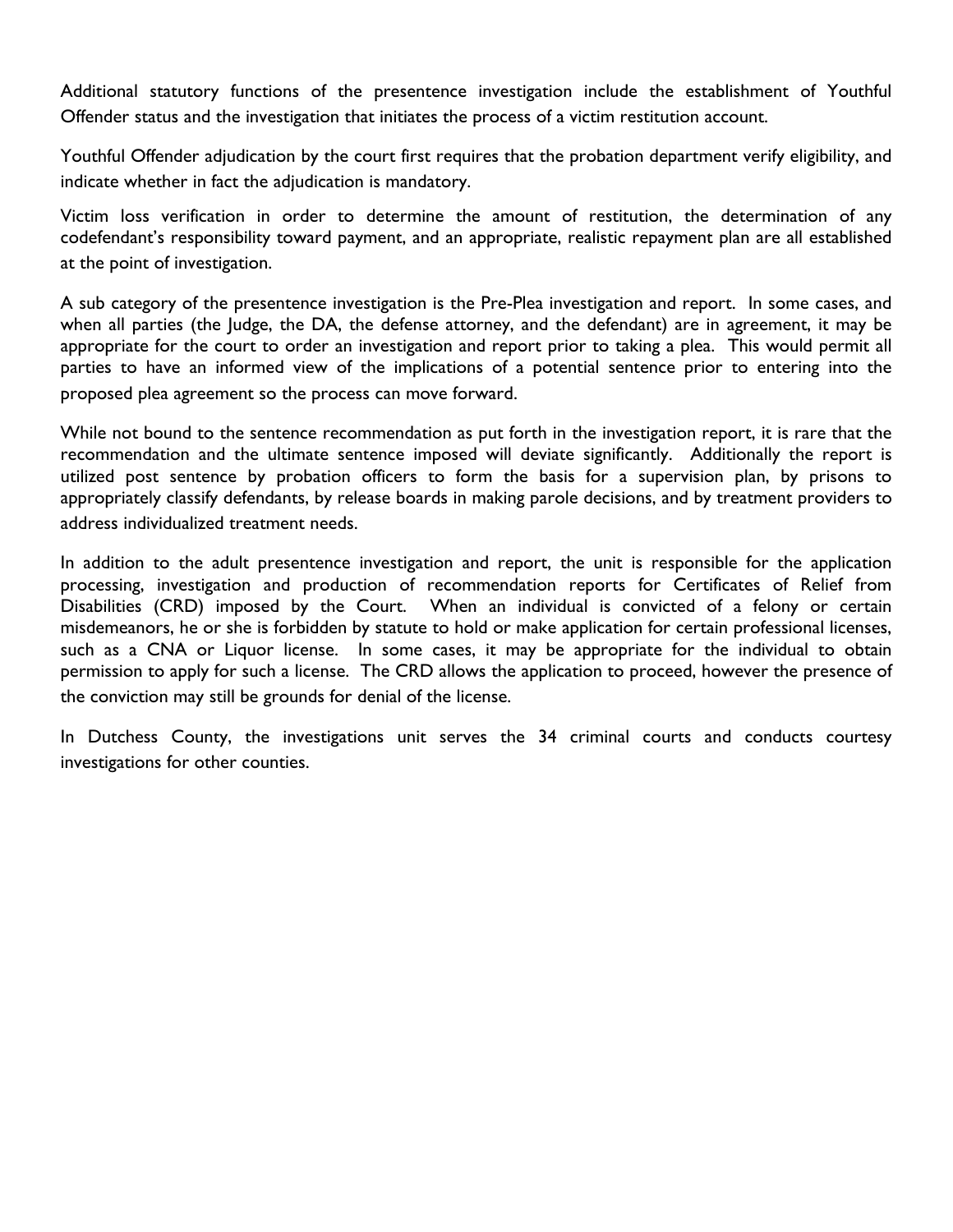Additional statutory functions of the presentence investigation include the establishment of Youthful Offender status and the investigation that initiates the process of a victim restitution account.

Youthful Offender adjudication by the court first requires that the probation department verify eligibility, and indicate whether in fact the adjudication is mandatory.

Victim loss verification in order to determine the amount of restitution, the determination of any codefendant's responsibility toward payment, and an appropriate, realistic repayment plan are all established at the point of investigation.

A sub category of the presentence investigation is the Pre-Plea investigation and report. In some cases, and when all parties (the Judge, the DA, the defense attorney, and the defendant) are in agreement, it may be appropriate for the court to order an investigation and report prior to taking a plea. This would permit all parties to have an informed view of the implications of a potential sentence prior to entering into the proposed plea agreement so the process can move forward.

While not bound to the sentence recommendation as put forth in the investigation report, it is rare that the recommendation and the ultimate sentence imposed will deviate significantly. Additionally the report is utilized post sentence by probation officers to form the basis for a supervision plan, by prisons to appropriately classify defendants, by release boards in making parole decisions, and by treatment providers to address individualized treatment needs.

In addition to the adult presentence investigation and report, the unit is responsible for the application processing, investigation and production of recommendation reports for Certificates of Relief from Disabilities (CRD) imposed by the Court. When an individual is convicted of a felony or certain misdemeanors, he or she is forbidden by statute to hold or make application for certain professional licenses, such as a CNA or Liquor license. In some cases, it may be appropriate for the individual to obtain permission to apply for such a license. The CRD allows the application to proceed, however the presence of the conviction may still be grounds for denial of the license.

In Dutchess County, the investigations unit serves the 34 criminal courts and conducts courtesy investigations for other counties.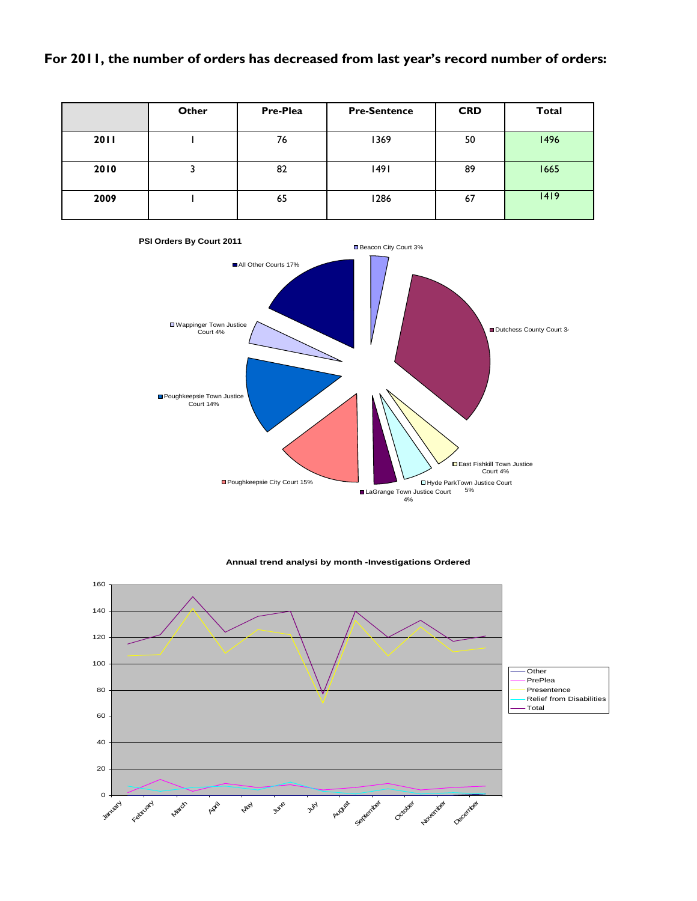## For 2011, the number of orders has decreased from last year's record number of orders:

| | Other | Pre-Plea | Pre-Sentence | CRD | Total |
|---|---|---|---|---|---|
| 2011 | 1 | 76 | 1369 | 50 | 1496 |
| 2010 | 3 | 82 | 1491 | 89 | 1665 |
| 2009 | 1 | 65 | 1286 | 67 | 1419 |

**PSI Orders By Court 2011**

- Beacon City Court 3%
- Dutchess County Court 3
- East Fishkill Town Justice Court 4%
- Hyde ParkTown Justice Court 5%
- LaGrange Town Justice Court 4%
- Poughkeepsie City Court 15%
- Poughkeepsie Town Justice Court 14%
- Wappinger Town Justice Court 4%
- All Other Courts 17%

**Annual trend analysi by month -Investigations Ordered**

Legend: Other, PrePlea, Presentence, Relief from Disabilities, Total

Months: January, February, March, April, May, June, July, August, September, October, November, December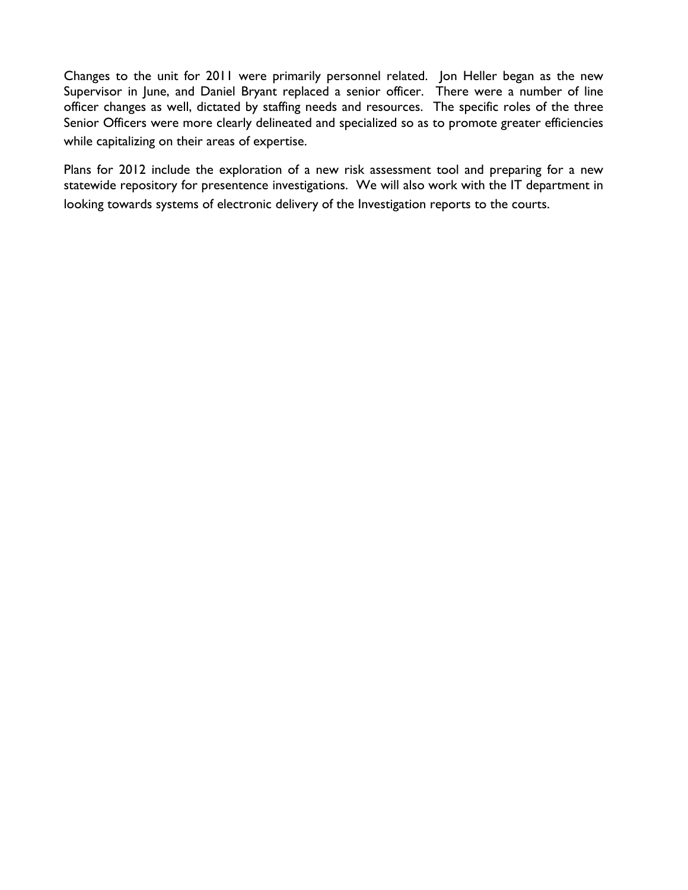Changes to the unit for 2011 were primarily personnel related. Jon Heller began as the new Supervisor in June, and Daniel Bryant replaced a senior officer. There were a number of line officer changes as well, dictated by staffing needs and resources. The specific roles of the three Senior Officers were more clearly delineated and specialized so as to promote greater efficiencies while capitalizing on their areas of expertise.

Plans for 2012 include the exploration of a new risk assessment tool and preparing for a new statewide repository for presentence investigations. We will also work with the IT department in looking towards systems of electronic delivery of the Investigation reports to the courts.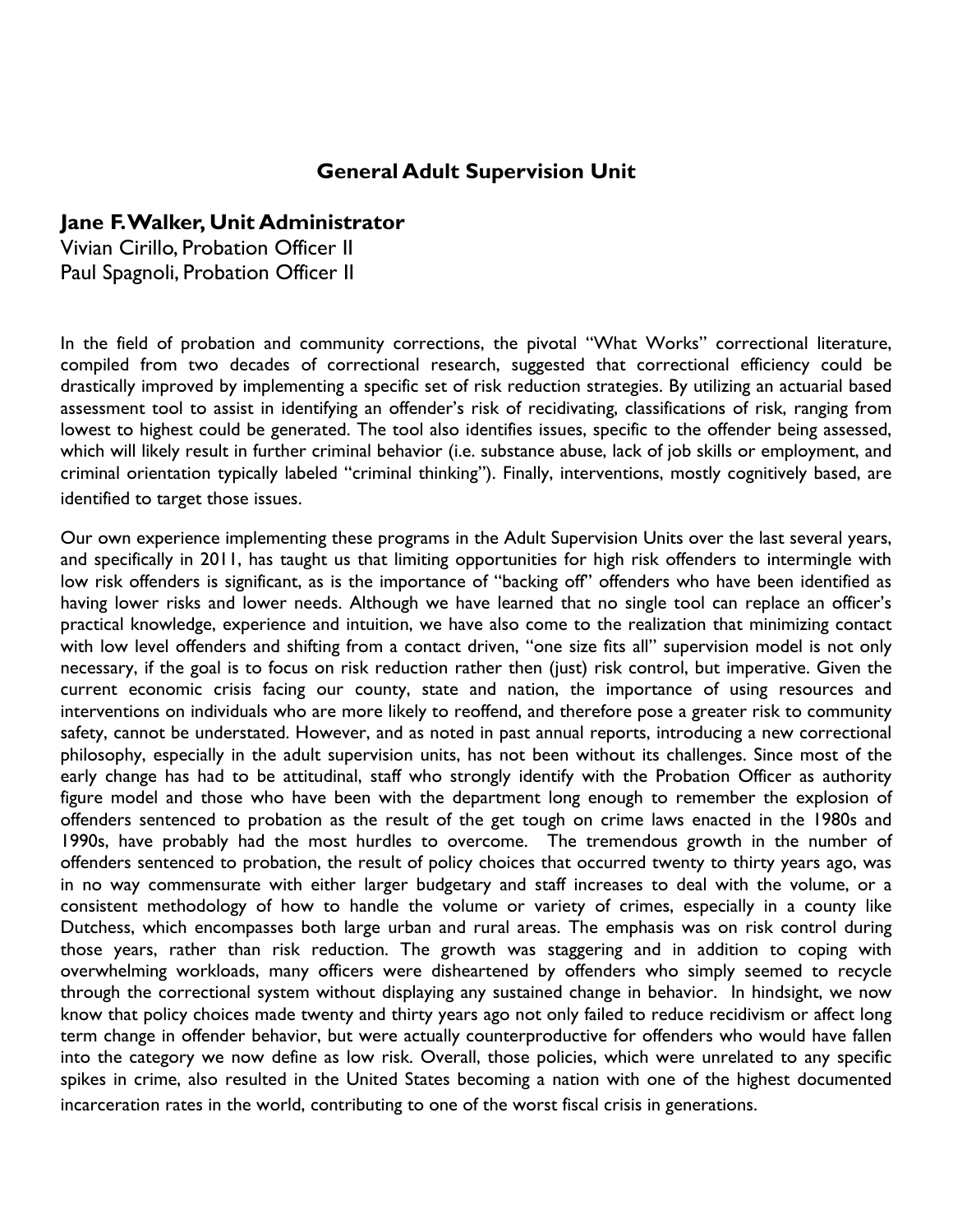## General Adult Supervision Unit

**Jane F. Walker, Unit Administrator**
Vivian Cirillo, Probation Officer II
Paul Spagnoli, Probation Officer II

In the field of probation and community corrections, the pivotal "What Works" correctional literature, compiled from two decades of correctional research, suggested that correctional efficiency could be drastically improved by implementing a specific set of risk reduction strategies. By utilizing an actuarial based assessment tool to assist in identifying an offender's risk of recidivating, classifications of risk, ranging from lowest to highest could be generated. The tool also identifies issues, specific to the offender being assessed, which will likely result in further criminal behavior (i.e. substance abuse, lack of job skills or employment, and criminal orientation typically labeled "criminal thinking"). Finally, interventions, mostly cognitively based, are identified to target those issues.

Our own experience implementing these programs in the Adult Supervision Units over the last several years, and specifically in 2011, has taught us that limiting opportunities for high risk offenders to intermingle with low risk offenders is significant, as is the importance of "backing off" offenders who have been identified as having lower risks and lower needs. Although we have learned that no single tool can replace an officer's practical knowledge, experience and intuition, we have also come to the realization that minimizing contact with low level offenders and shifting from a contact driven, "one size fits all" supervision model is not only necessary, if the goal is to focus on risk reduction rather then (just) risk control, but imperative. Given the current economic crisis facing our county, state and nation, the importance of using resources and interventions on individuals who are more likely to reoffend, and therefore pose a greater risk to community safety, cannot be understated. However, and as noted in past annual reports, introducing a new correctional philosophy, especially in the adult supervision units, has not been without its challenges. Since most of the early change has had to be attitudinal, staff who strongly identify with the Probation Officer as authority figure model and those who have been with the department long enough to remember the explosion of offenders sentenced to probation as the result of the get tough on crime laws enacted in the 1980s and 1990s, have probably had the most hurdles to overcome. The tremendous growth in the number of offenders sentenced to probation, the result of policy choices that occurred twenty to thirty years ago, was in no way commensurate with either larger budgetary and staff increases to deal with the volume, or a consistent methodology of how to handle the volume or variety of crimes, especially in a county like Dutchess, which encompasses both large urban and rural areas. The emphasis was on risk control during those years, rather than risk reduction. The growth was staggering and in addition to coping with overwhelming workloads, many officers were disheartened by offenders who simply seemed to recycle through the correctional system without displaying any sustained change in behavior. In hindsight, we now know that policy choices made twenty and thirty years ago not only failed to reduce recidivism or affect long term change in offender behavior, but were actually counterproductive for offenders who would have fallen into the category we now define as low risk. Overall, those policies, which were unrelated to any specific spikes in crime, also resulted in the United States becoming a nation with one of the highest documented incarceration rates in the world, contributing to one of the worst fiscal crisis in generations.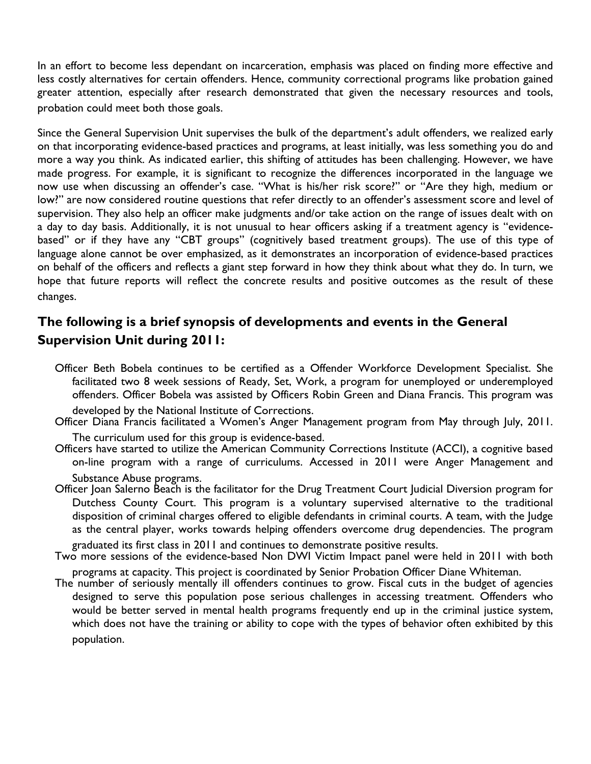In an effort to become less dependant on incarceration, emphasis was placed on finding more effective and less costly alternatives for certain offenders. Hence, community correctional programs like probation gained greater attention, especially after research demonstrated that given the necessary resources and tools, probation could meet both those goals.

Since the General Supervision Unit supervises the bulk of the department's adult offenders, we realized early on that incorporating evidence-based practices and programs, at least initially, was less something you do and more a way you think. As indicated earlier, this shifting of attitudes has been challenging. However, we have made progress. For example, it is significant to recognize the differences incorporated in the language we now use when discussing an offender's case. "What is his/her risk score?" or "Are they high, medium or low?" are now considered routine questions that refer directly to an offender's assessment score and level of supervision. They also help an officer make judgments and/or take action on the range of issues dealt with on a day to day basis. Additionally, it is not unusual to hear officers asking if a treatment agency is "evidence-based" or if they have any "CBT groups" (cognitively based treatment groups). The use of this type of language alone cannot be over emphasized, as it demonstrates an incorporation of evidence-based practices on behalf of the officers and reflects a giant step forward in how they think about what they do. In turn, we hope that future reports will reflect the concrete results and positive outcomes as the result of these changes.

## The following is a brief synopsis of developments and events in the General Supervision Unit during 2011:

- Officer Beth Bobela continues to be certified as a Offender Workforce Development Specialist. She facilitated two 8 week sessions of Ready, Set, Work, a program for unemployed or underemployed offenders. Officer Bobela was assisted by Officers Robin Green and Diana Francis. This program was developed by the National Institute of Corrections.
- Officer Diana Francis facilitated a Women's Anger Management program from May through July, 2011. The curriculum used for this group is evidence-based.
- Officers have started to utilize the American Community Corrections Institute (ACCI), a cognitive based on-line program with a range of curriculums. Accessed in 2011 were Anger Management and Substance Abuse programs.
- Officer Joan Salerno Beach is the facilitator for the Drug Treatment Court Judicial Diversion program for Dutchess County Court. This program is a voluntary supervised alternative to the traditional disposition of criminal charges offered to eligible defendants in criminal courts. A team, with the Judge as the central player, works towards helping offenders overcome drug dependencies. The program graduated its first class in 2011 and continues to demonstrate positive results.
- Two more sessions of the evidence-based Non DWI Victim Impact panel were held in 2011 with both programs at capacity. This project is coordinated by Senior Probation Officer Diane Whiteman.
- The number of seriously mentally ill offenders continues to grow. Fiscal cuts in the budget of agencies designed to serve this population pose serious challenges in accessing treatment. Offenders who would be better served in mental health programs frequently end up in the criminal justice system, which does not have the training or ability to cope with the types of behavior often exhibited by this population.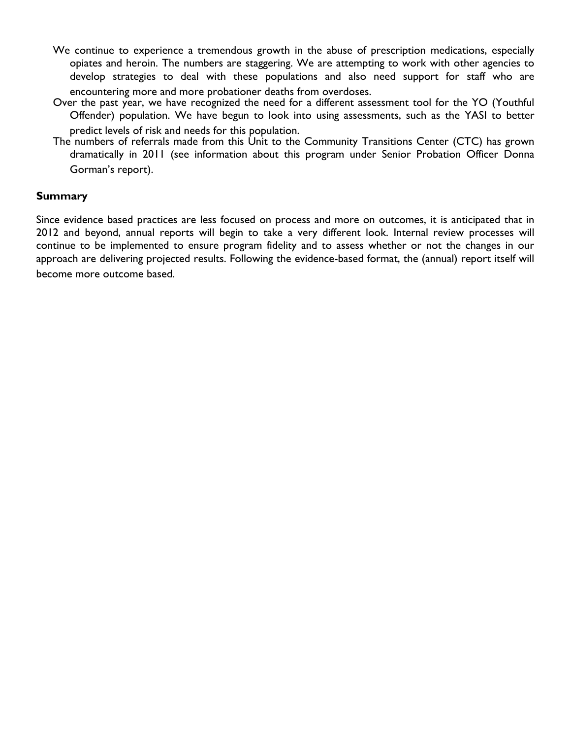- We continue to experience a tremendous growth in the abuse of prescription medications, especially opiates and heroin. The numbers are staggering. We are attempting to work with other agencies to develop strategies to deal with these populations and also need support for staff who are encountering more and more probationer deaths from overdoses.
- Over the past year, we have recognized the need for a different assessment tool for the YO (Youthful Offender) population. We have begun to look into using assessments, such as the YASI to better predict levels of risk and needs for this population.
- The numbers of referrals made from this Unit to the Community Transitions Center (CTC) has grown dramatically in 2011 (see information about this program under Senior Probation Officer Donna Gorman's report).

### Summary

Since evidence based practices are less focused on process and more on outcomes, it is anticipated that in 2012 and beyond, annual reports will begin to take a very different look. Internal review processes will continue to be implemented to ensure program fidelity and to assess whether or not the changes in our approach are delivering projected results. Following the evidence-based format, the (annual) report itself will become more outcome based.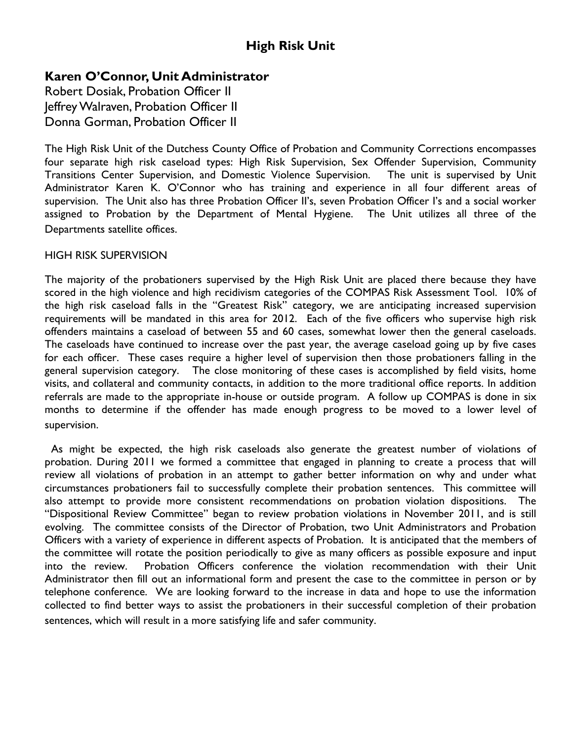# High Risk Unit

**Karen O'Connor, Unit Administrator**
Robert Dosiak, Probation Officer II
Jeffrey Walraven, Probation Officer II
Donna Gorman, Probation Officer II

The High Risk Unit of the Dutchess County Office of Probation and Community Corrections encompasses four separate high risk caseload types: High Risk Supervision, Sex Offender Supervision, Community Transitions Center Supervision, and Domestic Violence Supervision. The unit is supervised by Unit Administrator Karen K. O'Connor who has training and experience in all four different areas of supervision. The Unit also has three Probation Officer II's, seven Probation Officer I's and a social worker assigned to Probation by the Department of Mental Hygiene. The Unit utilizes all three of the Departments satellite offices.

HIGH RISK SUPERVISION

The majority of the probationers supervised by the High Risk Unit are placed there because they have scored in the high violence and high recidivism categories of the COMPAS Risk Assessment Tool. 10% of the high risk caseload falls in the "Greatest Risk" category, we are anticipating increased supervision requirements will be mandated in this area for 2012. Each of the five officers who supervise high risk offenders maintains a caseload of between 55 and 60 cases, somewhat lower then the general caseloads. The caseloads have continued to increase over the past year, the average caseload going up by five cases for each officer. These cases require a higher level of supervision then those probationers falling in the general supervision category. The close monitoring of these cases is accomplished by field visits, home visits, and collateral and community contacts, in addition to the more traditional office reports. In addition referrals are made to the appropriate in-house or outside program. A follow up COMPAS is done in six months to determine if the offender has made enough progress to be moved to a lower level of supervision.

As might be expected, the high risk caseloads also generate the greatest number of violations of probation. During 2011 we formed a committee that engaged in planning to create a process that will review all violations of probation in an attempt to gather better information on why and under what circumstances probationers fail to successfully complete their probation sentences. This committee will also attempt to provide more consistent recommendations on probation violation dispositions. The "Dispositional Review Committee" began to review probation violations in November 2011, and is still evolving. The committee consists of the Director of Probation, two Unit Administrators and Probation Officers with a variety of experience in different aspects of Probation. It is anticipated that the members of the committee will rotate the position periodically to give as many officers as possible exposure and input into the review. Probation Officers conference the violation recommendation with their Unit Administrator then fill out an informational form and present the case to the committee in person or by telephone conference. We are looking forward to the increase in data and hope to use the information collected to find better ways to assist the probationers in their successful completion of their probation sentences, which will result in a more satisfying life and safer community.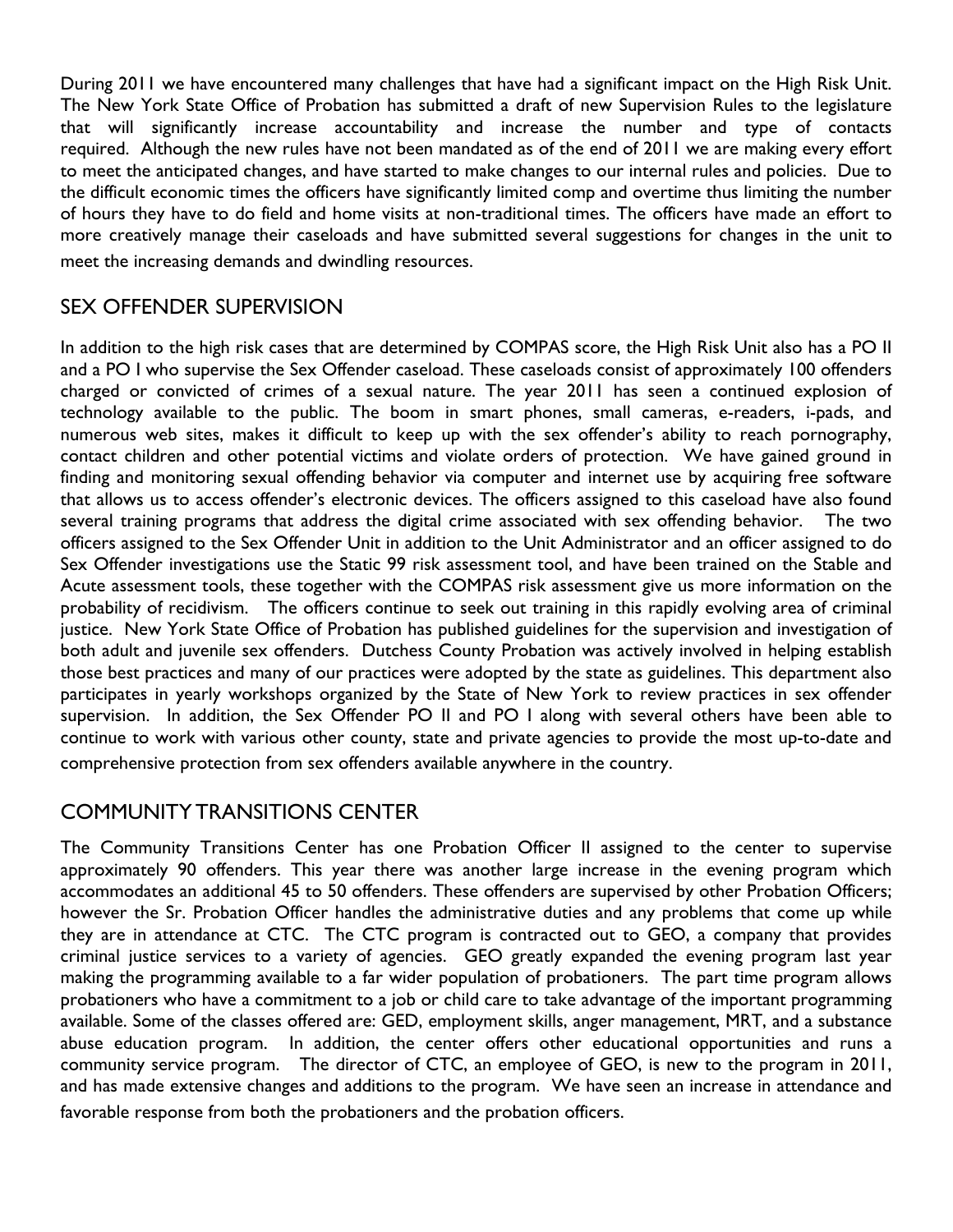During 2011 we have encountered many challenges that have had a significant impact on the High Risk Unit. The New York State Office of Probation has submitted a draft of new Supervision Rules to the legislature that will significantly increase accountability and increase the number and type of contacts required. Although the new rules have not been mandated as of the end of 2011 we are making every effort to meet the anticipated changes, and have started to make changes to our internal rules and policies. Due to the difficult economic times the officers have significantly limited comp and overtime thus limiting the number of hours they have to do field and home visits at non-traditional times. The officers have made an effort to more creatively manage their caseloads and have submitted several suggestions for changes in the unit to meet the increasing demands and dwindling resources.

## SEX OFFENDER SUPERVISION

In addition to the high risk cases that are determined by COMPAS score, the High Risk Unit also has a PO II and a PO I who supervise the Sex Offender caseload. These caseloads consist of approximately 100 offenders charged or convicted of crimes of a sexual nature. The year 2011 has seen a continued explosion of technology available to the public. The boom in smart phones, small cameras, e-readers, i-pads, and numerous web sites, makes it difficult to keep up with the sex offender's ability to reach pornography, contact children and other potential victims and violate orders of protection. We have gained ground in finding and monitoring sexual offending behavior via computer and internet use by acquiring free software that allows us to access offender's electronic devices. The officers assigned to this caseload have also found several training programs that address the digital crime associated with sex offending behavior. The two officers assigned to the Sex Offender Unit in addition to the Unit Administrator and an officer assigned to do Sex Offender investigations use the Static 99 risk assessment tool, and have been trained on the Stable and Acute assessment tools, these together with the COMPAS risk assessment give us more information on the probability of recidivism. The officers continue to seek out training in this rapidly evolving area of criminal justice. New York State Office of Probation has published guidelines for the supervision and investigation of both adult and juvenile sex offenders. Dutchess County Probation was actively involved in helping establish those best practices and many of our practices were adopted by the state as guidelines. This department also participates in yearly workshops organized by the State of New York to review practices in sex offender supervision. In addition, the Sex Offender PO II and PO I along with several others have been able to continue to work with various other county, state and private agencies to provide the most up-to-date and comprehensive protection from sex offenders available anywhere in the country.

## COMMUNITY TRANSITIONS CENTER

The Community Transitions Center has one Probation Officer II assigned to the center to supervise approximately 90 offenders. This year there was another large increase in the evening program which accommodates an additional 45 to 50 offenders. These offenders are supervised by other Probation Officers; however the Sr. Probation Officer handles the administrative duties and any problems that come up while they are in attendance at CTC. The CTC program is contracted out to GEO, a company that provides criminal justice services to a variety of agencies. GEO greatly expanded the evening program last year making the programming available to a far wider population of probationers. The part time program allows probationers who have a commitment to a job or child care to take advantage of the important programming available. Some of the classes offered are: GED, employment skills, anger management, MRT, and a substance abuse education program. In addition, the center offers other educational opportunities and runs a community service program. The director of CTC, an employee of GEO, is new to the program in 2011, and has made extensive changes and additions to the program. We have seen an increase in attendance and favorable response from both the probationers and the probation officers.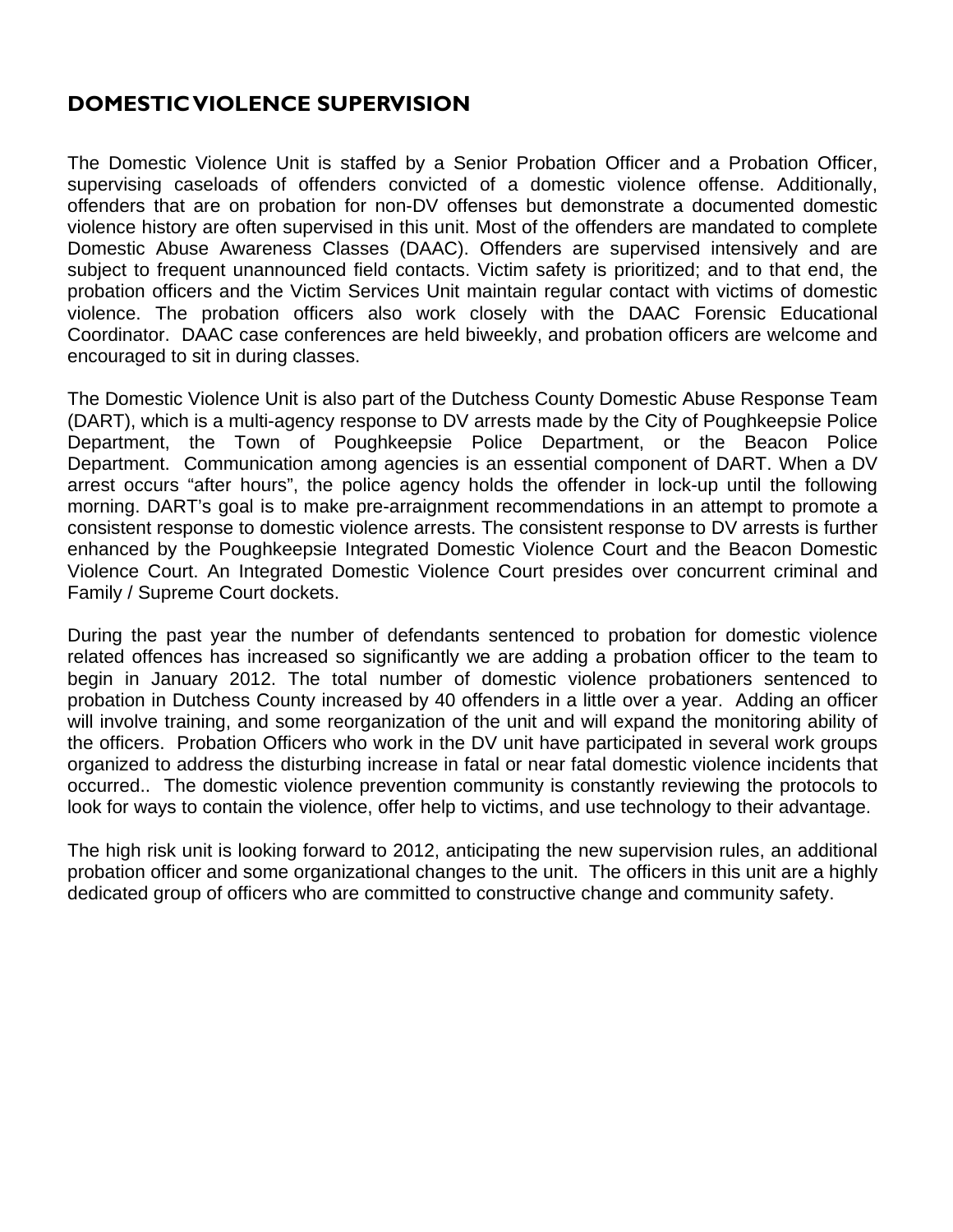## DOMESTIC VIOLENCE SUPERVISION

The Domestic Violence Unit is staffed by a Senior Probation Officer and a Probation Officer, supervising caseloads of offenders convicted of a domestic violence offense. Additionally, offenders that are on probation for non-DV offenses but demonstrate a documented domestic violence history are often supervised in this unit. Most of the offenders are mandated to complete Domestic Abuse Awareness Classes (DAAC). Offenders are supervised intensively and are subject to frequent unannounced field contacts. Victim safety is prioritized; and to that end, the probation officers and the Victim Services Unit maintain regular contact with victims of domestic violence. The probation officers also work closely with the DAAC Forensic Educational Coordinator. DAAC case conferences are held biweekly, and probation officers are welcome and encouraged to sit in during classes.

The Domestic Violence Unit is also part of the Dutchess County Domestic Abuse Response Team (DART), which is a multi-agency response to DV arrests made by the City of Poughkeepsie Police Department, the Town of Poughkeepsie Police Department, or the Beacon Police Department. Communication among agencies is an essential component of DART. When a DV arrest occurs "after hours", the police agency holds the offender in lock-up until the following morning. DART's goal is to make pre-arraignment recommendations in an attempt to promote a consistent response to domestic violence arrests. The consistent response to DV arrests is further enhanced by the Poughkeepsie Integrated Domestic Violence Court and the Beacon Domestic Violence Court. An Integrated Domestic Violence Court presides over concurrent criminal and Family / Supreme Court dockets.

During the past year the number of defendants sentenced to probation for domestic violence related offences has increased so significantly we are adding a probation officer to the team to begin in January 2012. The total number of domestic violence probationers sentenced to probation in Dutchess County increased by 40 offenders in a little over a year. Adding an officer will involve training, and some reorganization of the unit and will expand the monitoring ability of the officers. Probation Officers who work in the DV unit have participated in several work groups organized to address the disturbing increase in fatal or near fatal domestic violence incidents that occurred.. The domestic violence prevention community is constantly reviewing the protocols to look for ways to contain the violence, offer help to victims, and use technology to their advantage.

The high risk unit is looking forward to 2012, anticipating the new supervision rules, an additional probation officer and some organizational changes to the unit. The officers in this unit are a highly dedicated group of officers who are committed to constructive change and community safety.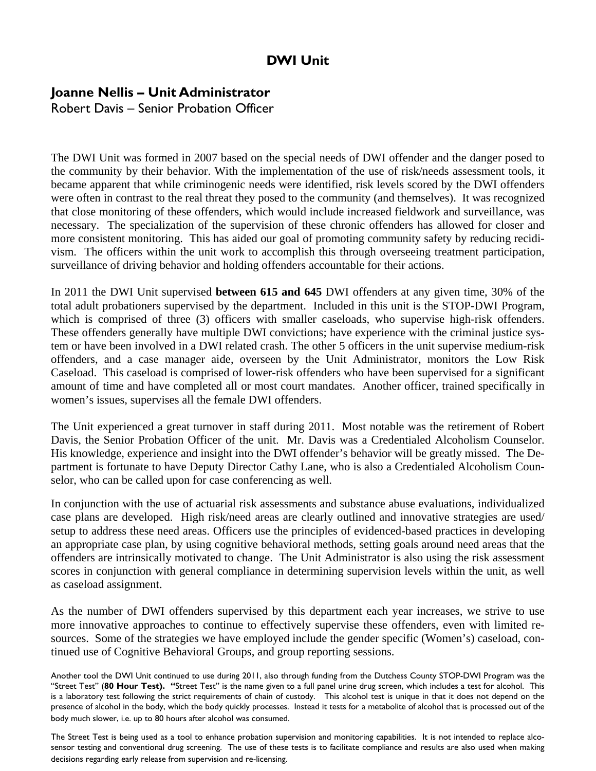# DWI Unit

**Joanne Nellis – Unit Administrator**
Robert Davis – Senior Probation Officer

The DWI Unit was formed in 2007 based on the special needs of DWI offender and the danger posed to the community by their behavior. With the implementation of the use of risk/needs assessment tools, it became apparent that while criminogenic needs were identified, risk levels scored by the DWI offenders were often in contrast to the real threat they posed to the community (and themselves). It was recognized that close monitoring of these offenders, which would include increased fieldwork and surveillance, was necessary. The specialization of the supervision of these chronic offenders has allowed for closer and more consistent monitoring. This has aided our goal of promoting community safety by reducing recidivism. The officers within the unit work to accomplish this through overseeing treatment participation, surveillance of driving behavior and holding offenders accountable for their actions.

In 2011 the DWI Unit supervised **between 615 and 645** DWI offenders at any given time, 30% of the total adult probationers supervised by the department. Included in this unit is the STOP-DWI Program, which is comprised of three (3) officers with smaller caseloads, who supervise high-risk offenders. These offenders generally have multiple DWI convictions; have experience with the criminal justice system or have been involved in a DWI related crash. The other 5 officers in the unit supervise medium-risk offenders, and a case manager aide, overseen by the Unit Administrator, monitors the Low Risk Caseload. This caseload is comprised of lower-risk offenders who have been supervised for a significant amount of time and have completed all or most court mandates. Another officer, trained specifically in women's issues, supervises all the female DWI offenders.

The Unit experienced a great turnover in staff during 2011. Most notable was the retirement of Robert Davis, the Senior Probation Officer of the unit. Mr. Davis was a Credentialed Alcoholism Counselor. His knowledge, experience and insight into the DWI offender's behavior will be greatly missed. The Department is fortunate to have Deputy Director Cathy Lane, who is also a Credentialed Alcoholism Counselor, who can be called upon for case conferencing as well.

In conjunction with the use of actuarial risk assessments and substance abuse evaluations, individualized case plans are developed. High risk/need areas are clearly outlined and innovative strategies are used/setup to address these need areas. Officers use the principles of evidenced-based practices in developing an appropriate case plan, by using cognitive behavioral methods, setting goals around need areas that the offenders are intrinsically motivated to change. The Unit Administrator is also using the risk assessment scores in conjunction with general compliance in determining supervision levels within the unit, as well as caseload assignment.

As the number of DWI offenders supervised by this department each year increases, we strive to use more innovative approaches to continue to effectively supervise these offenders, even with limited resources. Some of the strategies we have employed include the gender specific (Women's) caseload, continued use of Cognitive Behavioral Groups, and group reporting sessions.

Another tool the DWI Unit continued to use during 2011, also through funding from the Dutchess County STOP-DWI Program was the "Street Test" (**80 Hour Test). "**Street Test" is the name given to a full panel urine drug screen, which includes a test for alcohol. This is a laboratory test following the strict requirements of chain of custody. This alcohol test is unique in that it does not depend on the presence of alcohol in the body, which the body quickly processes. Instead it tests for a metabolite of alcohol that is processed out of the body much slower, i.e. up to 80 hours after alcohol was consumed.

The Street Test is being used as a tool to enhance probation supervision and monitoring capabilities. It is not intended to replace alco-sensor testing and conventional drug screening. The use of these tests is to facilitate compliance and results are also used when making decisions regarding early release from supervision and re-licensing.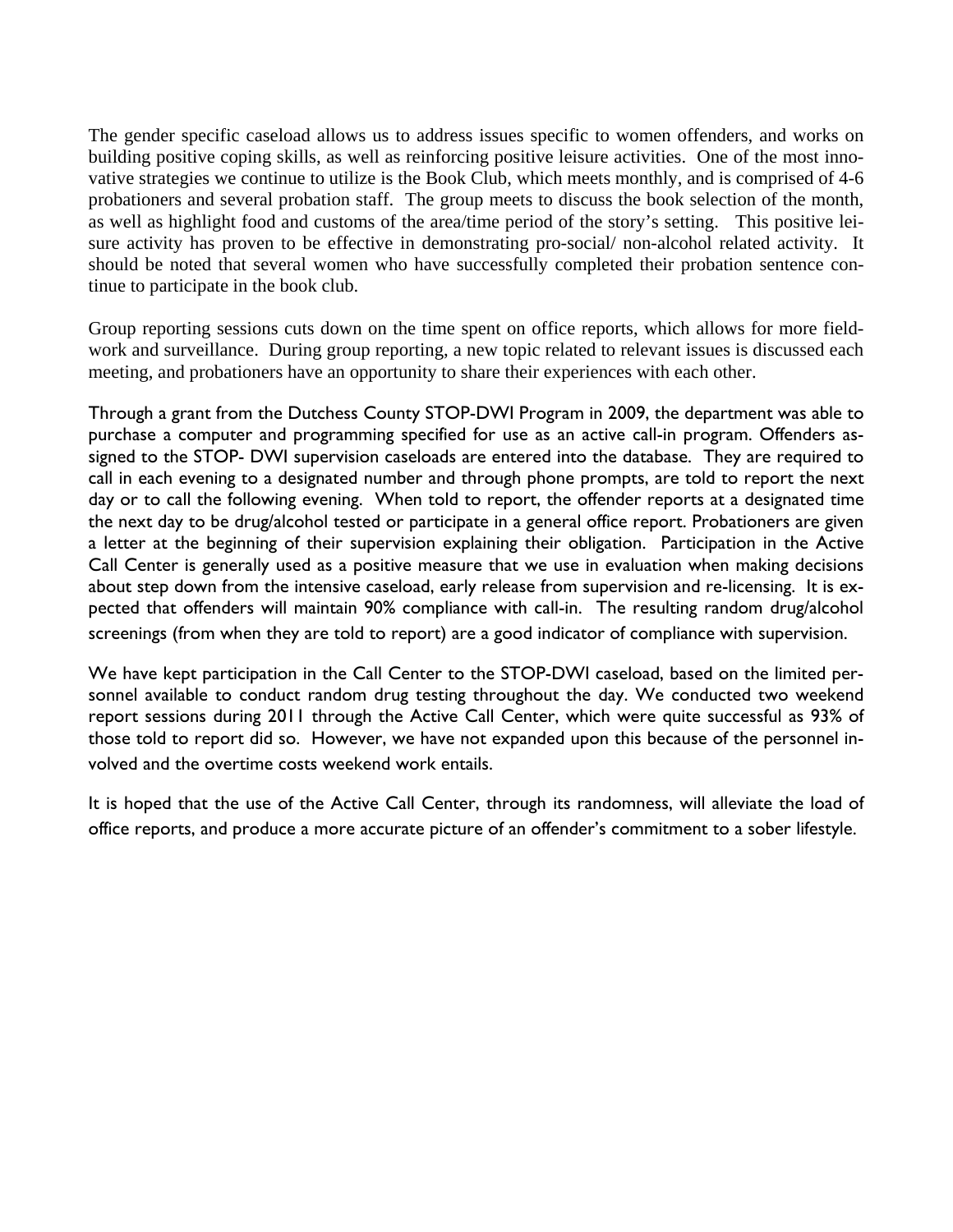The gender specific caseload allows us to address issues specific to women offenders, and works on building positive coping skills, as well as reinforcing positive leisure activities. One of the most innovative strategies we continue to utilize is the Book Club, which meets monthly, and is comprised of 4-6 probationers and several probation staff. The group meets to discuss the book selection of the month, as well as highlight food and customs of the area/time period of the story's setting. This positive leisure activity has proven to be effective in demonstrating pro-social/ non-alcohol related activity. It should be noted that several women who have successfully completed their probation sentence continue to participate in the book club.

Group reporting sessions cuts down on the time spent on office reports, which allows for more fieldwork and surveillance. During group reporting, a new topic related to relevant issues is discussed each meeting, and probationers have an opportunity to share their experiences with each other.

Through a grant from the Dutchess County STOP-DWI Program in 2009, the department was able to purchase a computer and programming specified for use as an active call-in program. Offenders assigned to the STOP- DWI supervision caseloads are entered into the database. They are required to call in each evening to a designated number and through phone prompts, are told to report the next day or to call the following evening. When told to report, the offender reports at a designated time the next day to be drug/alcohol tested or participate in a general office report. Probationers are given a letter at the beginning of their supervision explaining their obligation. Participation in the Active Call Center is generally used as a positive measure that we use in evaluation when making decisions about step down from the intensive caseload, early release from supervision and re-licensing. It is expected that offenders will maintain 90% compliance with call-in. The resulting random drug/alcohol screenings (from when they are told to report) are a good indicator of compliance with supervision.

We have kept participation in the Call Center to the STOP-DWI caseload, based on the limited personnel available to conduct random drug testing throughout the day. We conducted two weekend report sessions during 2011 through the Active Call Center, which were quite successful as 93% of those told to report did so. However, we have not expanded upon this because of the personnel involved and the overtime costs weekend work entails.

It is hoped that the use of the Active Call Center, through its randomness, will alleviate the load of office reports, and produce a more accurate picture of an offender's commitment to a sober lifestyle.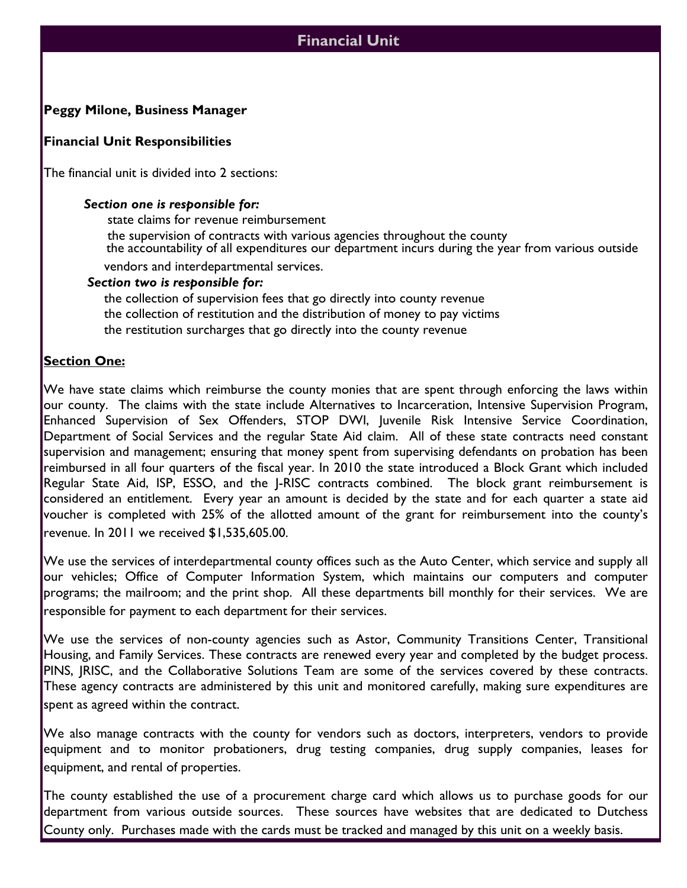## Financial Unit

**Peggy Milone, Business Manager**

**Financial Unit Responsibilities**

The financial unit is divided into 2 sections:

***Section one is responsible for:***

- state claims for revenue reimbursement
- the supervision of contracts with various agencies throughout the county
- the accountability of all expenditures our department incurs during the year from various outside vendors and interdepartmental services.

***Section two is responsible for:***

- the collection of supervision fees that go directly into county revenue
- the collection of restitution and the distribution of money to pay victims
- the restitution surcharges that go directly into the county revenue

**Section One:**

We have state claims which reimburse the county monies that are spent through enforcing the laws within our county. The claims with the state include Alternatives to Incarceration, Intensive Supervision Program, Enhanced Supervision of Sex Offenders, STOP DWI, Juvenile Risk Intensive Service Coordination, Department of Social Services and the regular State Aid claim. All of these state contracts need constant supervision and management; ensuring that money spent from supervising defendants on probation has been reimbursed in all four quarters of the fiscal year. In 2010 the state introduced a Block Grant which included Regular State Aid, ISP, ESSO, and the J-RISC contracts combined. The block grant reimbursement is considered an entitlement. Every year an amount is decided by the state and for each quarter a state aid voucher is completed with 25% of the allotted amount of the grant for reimbursement into the county's revenue. In 2011 we received $1,535,605.00.

We use the services of interdepartmental county offices such as the Auto Center, which service and supply all our vehicles; Office of Computer Information System, which maintains our computers and computer programs; the mailroom; and the print shop. All these departments bill monthly for their services. We are responsible for payment to each department for their services.

We use the services of non-county agencies such as Astor, Community Transitions Center, Transitional Housing, and Family Services. These contracts are renewed every year and completed by the budget process. PINS, JRISC, and the Collaborative Solutions Team are some of the services covered by these contracts. These agency contracts are administered by this unit and monitored carefully, making sure expenditures are spent as agreed within the contract.

We also manage contracts with the county for vendors such as doctors, interpreters, vendors to provide equipment and to monitor probationers, drug testing companies, drug supply companies, leases for equipment, and rental of properties.

The county established the use of a procurement charge card which allows us to purchase goods for our department from various outside sources. These sources have websites that are dedicated to Dutchess County only. Purchases made with the cards must be tracked and managed by this unit on a weekly basis.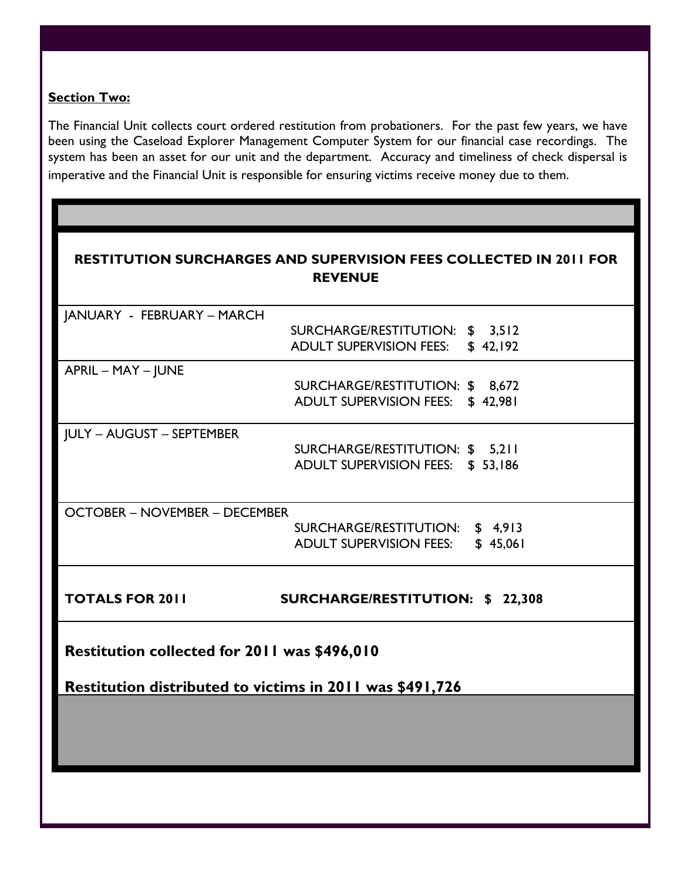**Section Two:**

The Financial Unit collects court ordered restitution from probationers. For the past few years, we have been using the Caseload Explorer Management Computer System for our financial case recordings. The system has been an asset for our unit and the department. Accuracy and timeliness of check dispersal is imperative and the Financial Unit is responsible for ensuring victims receive money due to them.

**RESTITUTION SURCHARGES AND SUPERVISION FEES COLLECTED IN 2011 FOR REVENUE**

| Period | Category | Amount |
|---|---|---|
| JANUARY - FEBRUARY – MARCH | SURCHARGE/RESTITUTION: | $ 3,512 |
| | ADULT SUPERVISION FEES: | $ 42,192 |
| APRIL – MAY – JUNE | SURCHARGE/RESTITUTION: | $ 8,672 |
| | ADULT SUPERVISION FEES: | $ 42,981 |
| JULY – AUGUST – SEPTEMBER | SURCHARGE/RESTITUTION: | $ 5,211 |
| | ADULT SUPERVISION FEES: | $ 53,186 |
| OCTOBER – NOVEMBER – DECEMBER | SURCHARGE/RESTITUTION: | $ 4,913 |
| | ADULT SUPERVISION FEES: | $ 45,061 |
| **TOTALS FOR 2011** | **SURCHARGE/RESTITUTION:** | **$ 22,308** |

**Restitution collected for 2011 was $496,010**

**Restitution distributed to victims in 2011 was $491,726**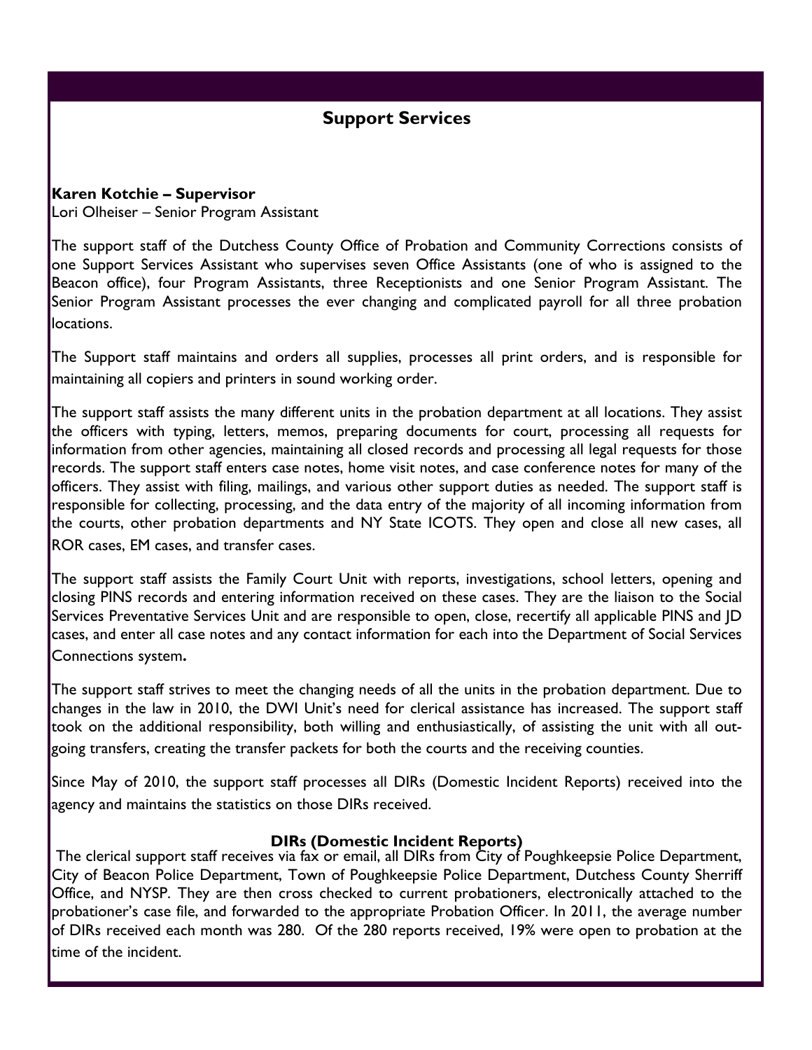## Support Services

**Karen Kotchie – Supervisor**
Lori Olheiser – Senior Program Assistant

The support staff of the Dutchess County Office of Probation and Community Corrections consists of one Support Services Assistant who supervises seven Office Assistants (one of who is assigned to the Beacon office), four Program Assistants, three Receptionists and one Senior Program Assistant. The Senior Program Assistant processes the ever changing and complicated payroll for all three probation locations.

The Support staff maintains and orders all supplies, processes all print orders, and is responsible for maintaining all copiers and printers in sound working order.

The support staff assists the many different units in the probation department at all locations. They assist the officers with typing, letters, memos, preparing documents for court, processing all requests for information from other agencies, maintaining all closed records and processing all legal requests for those records. The support staff enters case notes, home visit notes, and case conference notes for many of the officers. They assist with filing, mailings, and various other support duties as needed. The support staff is responsible for collecting, processing, and the data entry of the majority of all incoming information from the courts, other probation departments and NY State ICOTS. They open and close all new cases, all ROR cases, EM cases, and transfer cases.

The support staff assists the Family Court Unit with reports, investigations, school letters, opening and closing PINS records and entering information received on these cases. They are the liaison to the Social Services Preventative Services Unit and are responsible to open, close, recertify all applicable PINS and JD cases, and enter all case notes and any contact information for each into the Department of Social Services Connections system**.**

The support staff strives to meet the changing needs of all the units in the probation department. Due to changes in the law in 2010, the DWI Unit's need for clerical assistance has increased. The support staff took on the additional responsibility, both willing and enthusiastically, of assisting the unit with all out-going transfers, creating the transfer packets for both the courts and the receiving counties.

Since May of 2010, the support staff processes all DIRs (Domestic Incident Reports) received into the agency and maintains the statistics on those DIRs received.

### DIRs (Domestic Incident Reports)

The clerical support staff receives via fax or email, all DIRs from City of Poughkeepsie Police Department, City of Beacon Police Department, Town of Poughkeepsie Police Department, Dutchess County Sherriff Office, and NYSP. They are then cross checked to current probationers, electronically attached to the probationer's case file, and forwarded to the appropriate Probation Officer. In 2011, the average number of DIRs received each month was 280. Of the 280 reports received, 19% were open to probation at the time of the incident.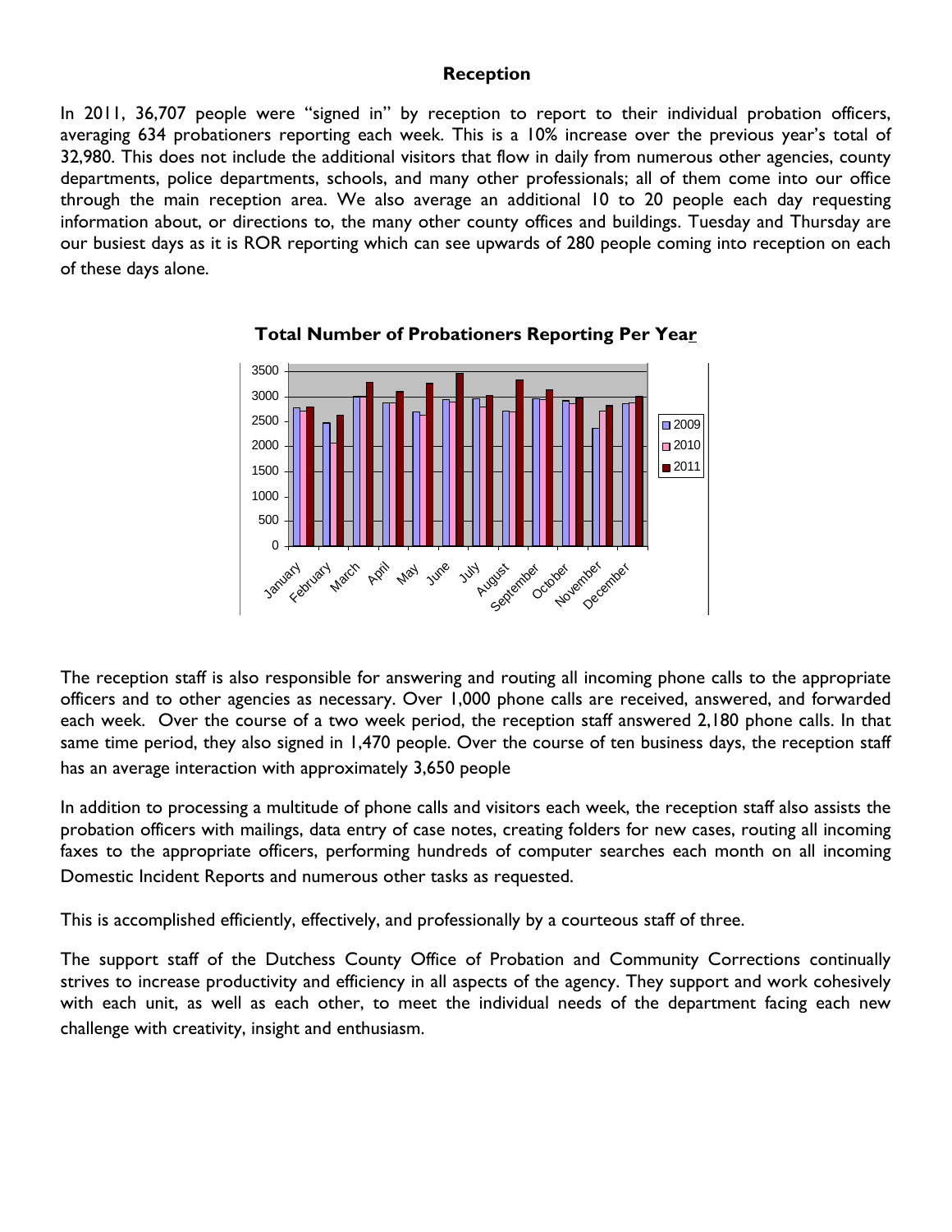## Reception

In 2011, 36,707 people were "signed in" by reception to report to their individual probation officers, averaging 634 probationers reporting each week. This is a 10% increase over the previous year's total of 32,980. This does not include the additional visitors that flow in daily from numerous other agencies, county departments, police departments, schools, and many other professionals; all of them come into our office through the main reception area. We also average an additional 10 to 20 people each day requesting information about, or directions to, the many other county offices and buildings. Tuesday and Thursday are our busiest days as it is ROR reporting which can see upwards of 280 people coming into reception on each of these days alone.

**Total Number of Probationers Reporting Per Year**

The reception staff is also responsible for answering and routing all incoming phone calls to the appropriate officers and to other agencies as necessary. Over 1,000 phone calls are received, answered, and forwarded each week. Over the course of a two week period, the reception staff answered 2,180 phone calls. In that same time period, they also signed in 1,470 people. Over the course of ten business days, the reception staff has an average interaction with approximately 3,650 people

In addition to processing a multitude of phone calls and visitors each week, the reception staff also assists the probation officers with mailings, data entry of case notes, creating folders for new cases, routing all incoming faxes to the appropriate officers, performing hundreds of computer searches each month on all incoming Domestic Incident Reports and numerous other tasks as requested.

This is accomplished efficiently, effectively, and professionally by a courteous staff of three.

The support staff of the Dutchess County Office of Probation and Community Corrections continually strives to increase productivity and efficiency in all aspects of the agency. They support and work cohesively with each unit, as well as each other, to meet the individual needs of the department facing each new challenge with creativity, insight and enthusiasm.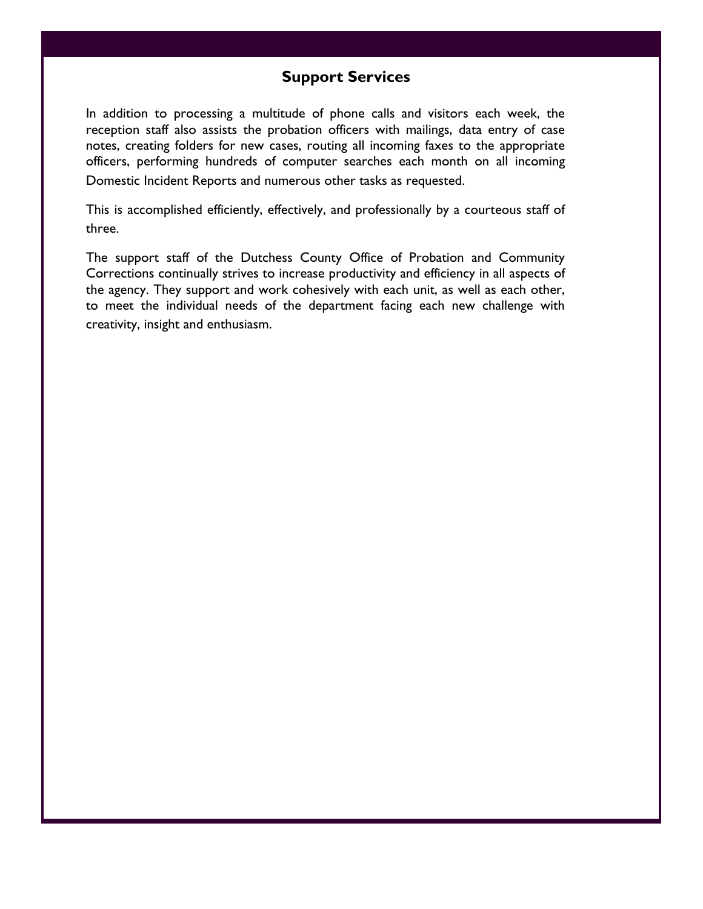## Support Services

In addition to processing a multitude of phone calls and visitors each week, the reception staff also assists the probation officers with mailings, data entry of case notes, creating folders for new cases, routing all incoming faxes to the appropriate officers, performing hundreds of computer searches each month on all incoming Domestic Incident Reports and numerous other tasks as requested.

This is accomplished efficiently, effectively, and professionally by a courteous staff of three.

The support staff of the Dutchess County Office of Probation and Community Corrections continually strives to increase productivity and efficiency in all aspects of the agency. They support and work cohesively with each unit, as well as each other, to meet the individual needs of the department facing each new challenge with creativity, insight and enthusiasm.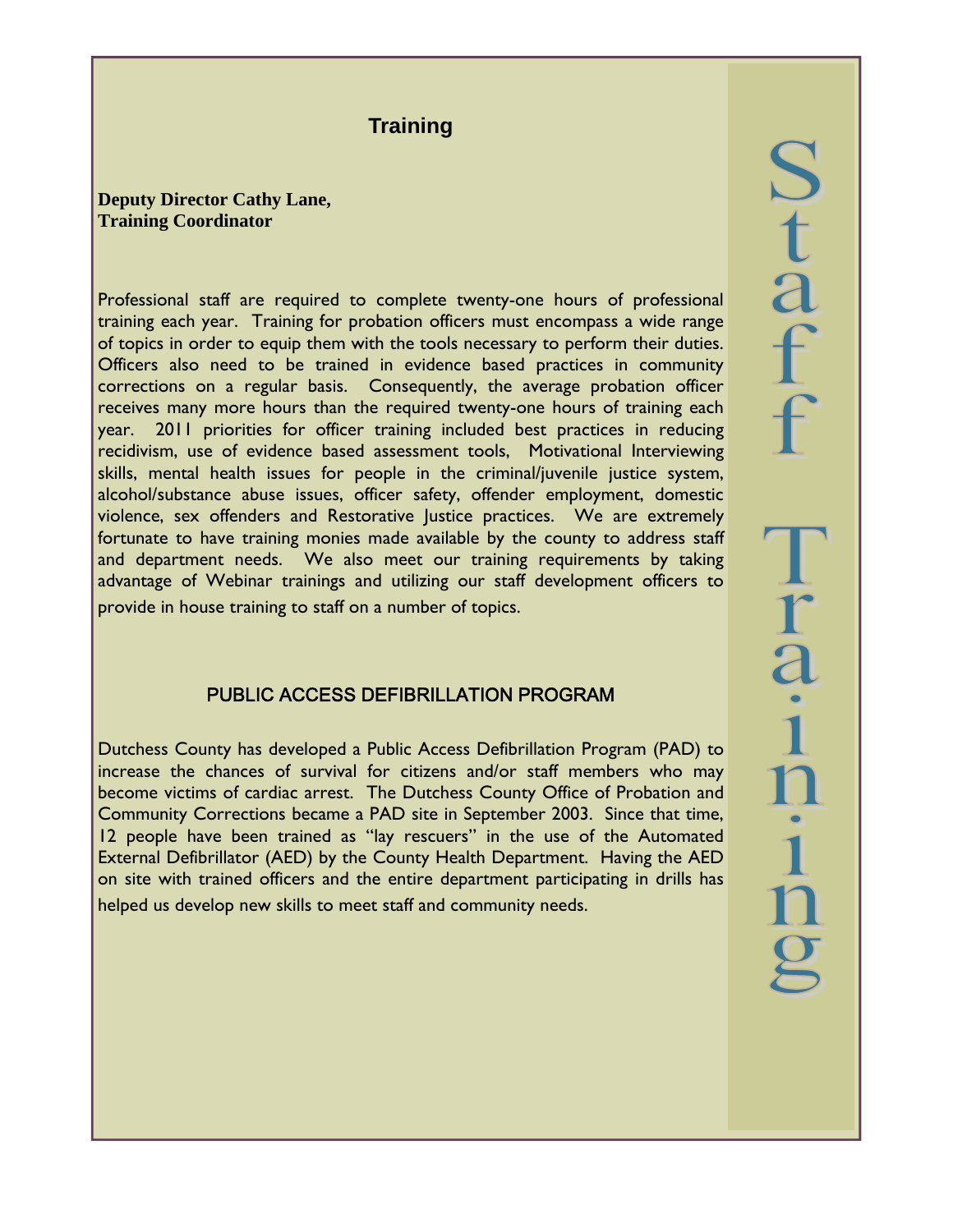# Staff Training

## Training

**Deputy Director Cathy Lane,**
**Training Coordinator**

Professional staff are required to complete twenty-one hours of professional training each year. Training for probation officers must encompass a wide range of topics in order to equip them with the tools necessary to perform their duties. Officers also need to be trained in evidence based practices in community corrections on a regular basis. Consequently, the average probation officer receives many more hours than the required twenty-one hours of training each year. 2011 priorities for officer training included best practices in reducing recidivism, use of evidence based assessment tools, Motivational Interviewing skills, mental health issues for people in the criminal/juvenile justice system, alcohol/substance abuse issues, officer safety, offender employment, domestic violence, sex offenders and Restorative Justice practices. We are extremely fortunate to have training monies made available by the county to address staff and department needs. We also meet our training requirements by taking advantage of Webinar trainings and utilizing our staff development officers to provide in house training to staff on a number of topics.

## PUBLIC ACCESS DEFIBRILLATION PROGRAM

Dutchess County has developed a Public Access Defibrillation Program (PAD) to increase the chances of survival for citizens and/or staff members who may become victims of cardiac arrest. The Dutchess County Office of Probation and Community Corrections became a PAD site in September 2003. Since that time, 12 people have been trained as "lay rescuers" in the use of the Automated External Defibrillator (AED) by the County Health Department. Having the AED on site with trained officers and the entire department participating in drills has helped us develop new skills to meet staff and community needs.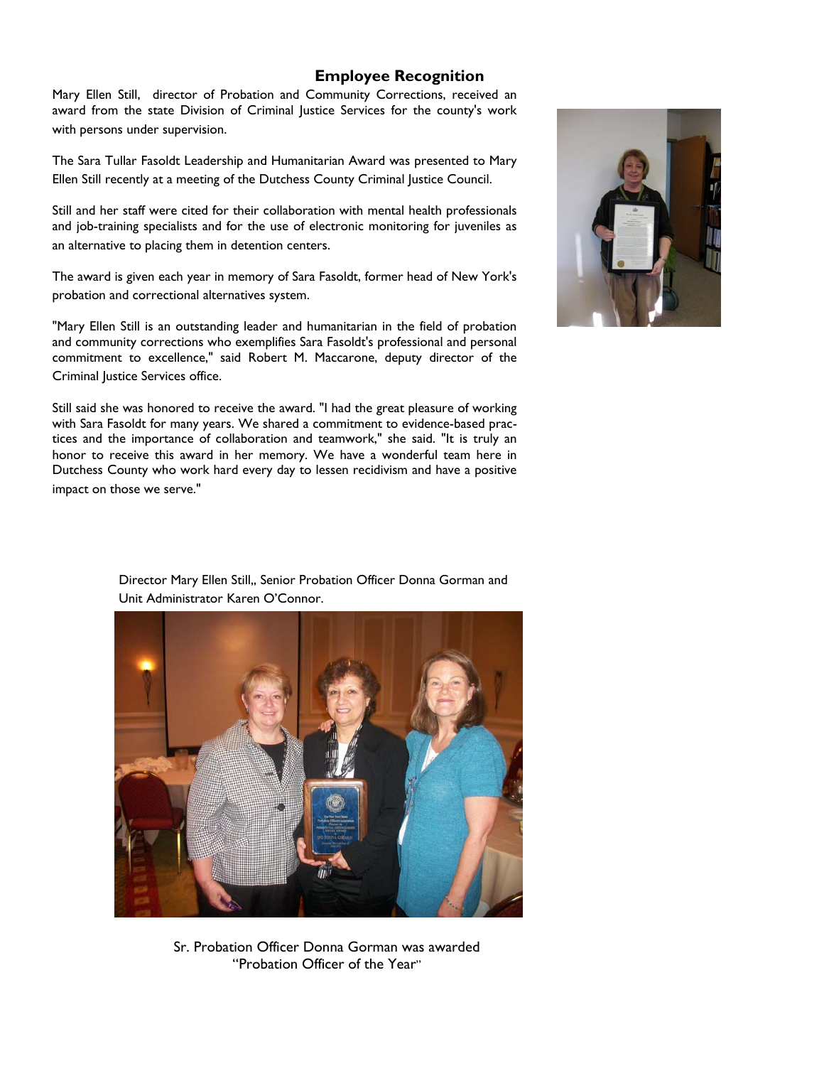## Employee Recognition

Mary Ellen Still, director of Probation and Community Corrections, received an award from the state Division of Criminal Justice Services for the county's work with persons under supervision.

The Sara Tullar Fasoldt Leadership and Humanitarian Award was presented to Mary Ellen Still recently at a meeting of the Dutchess County Criminal Justice Council.

Still and her staff were cited for their collaboration with mental health professionals and job-training specialists and for the use of electronic monitoring for juveniles as an alternative to placing them in detention centers.

The award is given each year in memory of Sara Fasoldt, former head of New York's probation and correctional alternatives system.

"Mary Ellen Still is an outstanding leader and humanitarian in the field of probation and community corrections who exemplifies Sara Fasoldt's professional and personal commitment to excellence," said Robert M. Maccarone, deputy director of the Criminal Justice Services office.

Still said she was honored to receive the award. "I had the great pleasure of working with Sara Fasoldt for many years. We shared a commitment to evidence-based practices and the importance of collaboration and teamwork," she said. "It is truly an honor to receive this award in her memory. We have a wonderful team here in Dutchess County who work hard every day to lessen recidivism and have a positive impact on those we serve."

Director Mary Ellen Still,, Senior Probation Officer Donna Gorman and Unit Administrator Karen O'Connor.

Sr. Probation Officer Donna Gorman was awarded "Probation Officer of the Year"